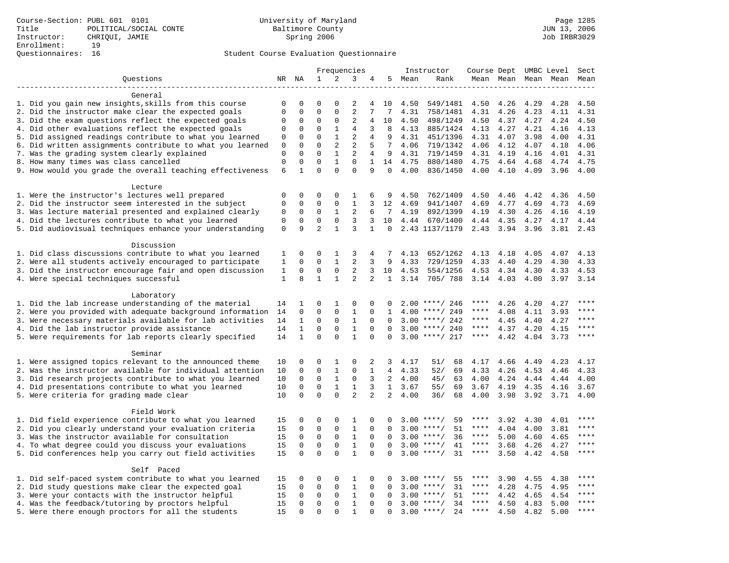Course-Section: PUBL 601 0101
Title: POLITICAL/SOCIAL CONTE
Instructor: CHRIQUI, JAMIE
Enrollment: 19
Questionnaires: 16

University of Maryland
Baltimore County
Spring 2006

Page 1285
JUN 13, 2006
Job IRBR3029

## Student Course Evaluation Questionnaire

| Questions | NR | NA | 1 | 2 | 3 | 4 | 5 | Instructor Mean | Rank | Course Mean | Dept Mean | UMBC Mean | Level Mean | Sect Mean |
|---|---|---|---|---|---|---|---|---|---|---|---|---|---|---|
| **General** | | | | | | | | | | | | | | |
| 1. Did you gain new insights,skills from this course | 0 | 0 | 0 | 0 | 2 | 4 | 10 | 4.50 | 549/1481 | 4.50 | 4.26 | 4.29 | 4.28 | 4.50 |
| 2. Did the instructor make clear the expected goals | 0 | 0 | 0 | 0 | 2 | 7 | 7 | 4.31 | 758/1481 | 4.31 | 4.26 | 4.23 | 4.11 | 4.31 |
| 3. Did the exam questions reflect the expected goals | 0 | 0 | 0 | 0 | 2 | 4 | 10 | 4.50 | 498/1249 | 4.50 | 4.37 | 4.27 | 4.24 | 4.50 |
| 4. Did other evaluations reflect the expected goals | 0 | 0 | 0 | 1 | 4 | 3 | 8 | 4.13 | 885/1424 | 4.13 | 4.27 | 4.21 | 4.16 | 4.13 |
| 5. Did assigned readings contribute to what you learned | 0 | 0 | 0 | 1 | 2 | 4 | 9 | 4.31 | 451/1396 | 4.31 | 4.07 | 3.98 | 4.00 | 4.31 |
| 6. Did written assignments contribute to what you learned | 0 | 0 | 0 | 2 | 2 | 5 | 7 | 4.06 | 719/1342 | 4.06 | 4.12 | 4.07 | 4.18 | 4.06 |
| 7. Was the grading system clearly explained | 0 | 0 | 0 | 1 | 2 | 4 | 9 | 4.31 | 719/1459 | 4.31 | 4.19 | 4.16 | 4.01 | 4.31 |
| 8. How many times was class cancelled | 0 | 0 | 0 | 1 | 0 | 1 | 14 | 4.75 | 880/1480 | 4.75 | 4.64 | 4.68 | 4.74 | 4.75 |
| 9. How would you grade the overall teaching effectiveness | 6 | 1 | 0 | 0 | 0 | 9 | 0 | 4.00 | 836/1450 | 4.00 | 4.10 | 4.09 | 3.96 | 4.00 |
| **Lecture** | | | | | | | | | | | | | | |
| 1. Were the instructor's lectures well prepared | 0 | 0 | 0 | 0 | 1 | 6 | 9 | 4.50 | 762/1409 | 4.50 | 4.46 | 4.42 | 4.36 | 4.50 |
| 2. Did the instructor seem interested in the subject | 0 | 0 | 0 | 0 | 1 | 3 | 12 | 4.69 | 941/1407 | 4.69 | 4.77 | 4.69 | 4.73 | 4.69 |
| 3. Was lecture material presented and explained clearly | 0 | 0 | 0 | 1 | 2 | 6 | 7 | 4.19 | 892/1399 | 4.19 | 4.30 | 4.26 | 4.16 | 4.19 |
| 4. Did the lectures contribute to what you learned | 0 | 0 | 0 | 0 | 3 | 3 | 10 | 4.44 | 670/1400 | 4.44 | 4.35 | 4.27 | 4.17 | 4.44 |
| 5. Did audiovisual techniques enhance your understanding | 0 | 9 | 2 | 1 | 3 | 1 | 0 | 2.43 | 1137/1179 | 2.43 | 3.94 | 3.96 | 3.81 | 2.43 |
| **Discussion** | | | | | | | | | | | | | | |
| 1. Did class discussions contribute to what you learned | 1 | 0 | 0 | 1 | 3 | 4 | 7 | 4.13 | 652/1262 | 4.13 | 4.18 | 4.05 | 4.07 | 4.13 |
| 2. Were all students actively encouraged to participate | 1 | 0 | 0 | 1 | 2 | 3 | 9 | 4.33 | 729/1259 | 4.33 | 4.40 | 4.29 | 4.30 | 4.33 |
| 3. Did the instructor encourage fair and open discussion | 1 | 0 | 0 | 0 | 2 | 3 | 10 | 4.53 | 554/1256 | 4.53 | 4.34 | 4.30 | 4.33 | 4.53 |
| 4. Were special techniques successful | 1 | 8 | 1 | 1 | 2 | 2 | 1 | 3.14 | 705/ 788 | 3.14 | 4.03 | 4.00 | 3.97 | 3.14 |
| **Laboratory** | | | | | | | | | | | | | | |
| 1. Did the lab increase understanding of the material | 14 | 1 | 0 | 1 | 0 | 0 | 0 | 2.00 | ****/ 246 | **** | 4.26 | 4.20 | 4.27 | **** |
| 2. Were you provided with adequate background information | 14 | 0 | 0 | 0 | 1 | 0 | 1 | 4.00 | ****/ 249 | **** | 4.08 | 4.11 | 3.93 | **** |
| 3. Were necessary materials available for lab activities | 14 | 1 | 0 | 0 | 1 | 0 | 0 | 3.00 | ****/ 242 | **** | 4.45 | 4.40 | 4.27 | **** |
| 4. Did the lab instructor provide assistance | 14 | 1 | 0 | 0 | 1 | 0 | 0 | 3.00 | ****/ 240 | **** | 4.37 | 4.20 | 4.15 | **** |
| 5. Were requirements for lab reports clearly specified | 14 | 1 | 0 | 0 | 1 | 0 | 0 | 3.00 | ****/ 217 | **** | 4.42 | 4.04 | 3.73 | **** |
| **Seminar** | | | | | | | | | | | | | | |
| 1. Were assigned topics relevant to the announced theme | 10 | 0 | 0 | 1 | 0 | 2 | 3 | 4.17 | 51/ 68 | 4.17 | 4.66 | 4.49 | 4.23 | 4.17 |
| 2. Was the instructor available for individual attention | 10 | 0 | 0 | 1 | 0 | 1 | 4 | 4.33 | 52/ 69 | 4.33 | 4.26 | 4.53 | 4.46 | 4.33 |
| 3. Did research projects contribute to what you learned | 10 | 0 | 0 | 1 | 0 | 3 | 2 | 4.00 | 45/ 63 | 4.00 | 4.24 | 4.44 | 4.44 | 4.00 |
| 4. Did presentations contribute to what you learned | 10 | 0 | 0 | 1 | 1 | 3 | 1 | 3.67 | 55/ 69 | 3.67 | 4.19 | 4.35 | 4.16 | 3.67 |
| 5. Were criteria for grading made clear | 10 | 0 | 0 | 0 | 2 | 2 | 2 | 4.00 | 36/ 68 | 4.00 | 3.98 | 3.92 | 3.71 | 4.00 |
| **Field Work** | | | | | | | | | | | | | | |
| 1. Did field experience contribute to what you learned | 15 | 0 | 0 | 0 | 1 | 0 | 0 | 3.00 | ****/ 59 | **** | 3.92 | 4.30 | 4.01 | **** |
| 2. Did you clearly understand your evaluation criteria | 15 | 0 | 0 | 0 | 1 | 0 | 0 | 3.00 | ****/ 51 | **** | 4.04 | 4.00 | 3.81 | **** |
| 3. Was the instructor available for consultation | 15 | 0 | 0 | 0 | 1 | 0 | 0 | 3.00 | ****/ 36 | **** | 5.00 | 4.60 | 4.65 | **** |
| 4. To what degree could you discuss your evaluations | 15 | 0 | 0 | 0 | 1 | 0 | 0 | 3.00 | ****/ 41 | **** | 3.68 | 4.26 | 4.27 | **** |
| 5. Did conferences help you carry out field activities | 15 | 0 | 0 | 0 | 1 | 0 | 0 | 3.00 | ****/ 31 | **** | 3.50 | 4.42 | 4.58 | **** |
| **Self Paced** | | | | | | | | | | | | | | |
| 1. Did self-paced system contribute to what you learned | 15 | 0 | 0 | 0 | 1 | 0 | 0 | 3.00 | ****/ 55 | **** | 3.90 | 4.55 | 4.38 | **** |
| 2. Did study questions make clear the expected goal | 15 | 0 | 0 | 0 | 1 | 0 | 0 | 3.00 | ****/ 31 | **** | 4.28 | 4.75 | 4.95 | **** |
| 3. Were your contacts with the instructor helpful | 15 | 0 | 0 | 0 | 1 | 0 | 0 | 3.00 | ****/ 51 | **** | 4.42 | 4.65 | 4.54 | **** |
| 4. Was the feedback/tutoring by proctors helpful | 15 | 0 | 0 | 0 | 1 | 0 | 0 | 3.00 | ****/ 34 | **** | 4.50 | 4.83 | 5.00 | **** |
| 5. Were there enough proctors for all the students | 15 | 0 | 0 | 0 | 1 | 0 | 0 | 3.00 | ****/ 24 | **** | 4.50 | 4.82 | 5.00 | **** |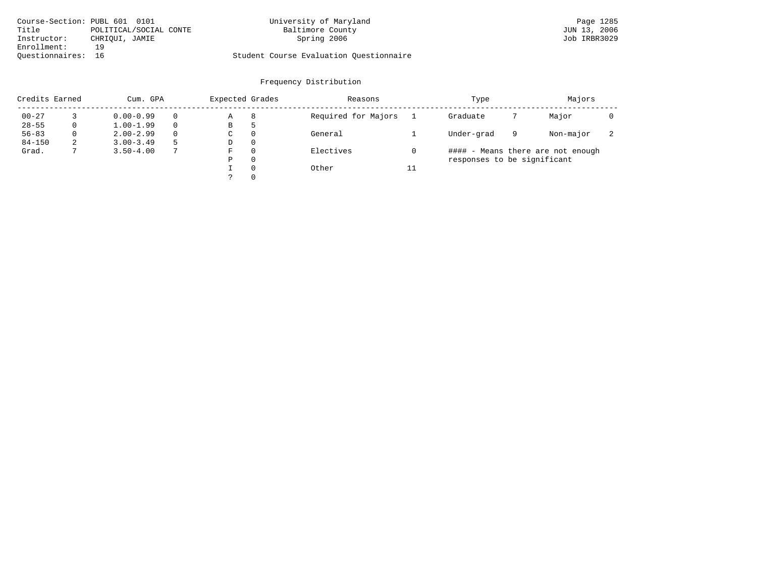Course-Section: PUBL 601 0101
Title: POLITICAL/SOCIAL CONTE
Instructor: CHRIQUI, JAMIE
Enrollment: 19
Questionnaires: 16

University of Maryland
Baltimore County
Spring 2006

Student Course Evaluation Questionnaire

JUN 13, 2006
Job IRBR3029

## Frequency Distribution

| Credits Earned | | Cum. GPA | | Expected Grades | | Reasons | | Type | | Majors | |
|---|---|---|---|---|---|---|---|---|---|---|---|
| 00-27 | 3 | 0.00-0.99 | 0 | A | 8 | Required for Majors | 1 | Graduate | 7 | Major | 0 |
| 28-55 | 0 | 1.00-1.99 | 0 | B | 5 | | | | | | |
| 56-83 | 0 | 2.00-2.99 | 0 | C | 0 | General | 1 | Under-grad | 9 | Non-major | 2 |
| 84-150 | 2 | 3.00-3.49 | 5 | D | 0 | | | | | | |
| Grad. | 7 | 3.50-4.00 | 7 | F | 0 | Electives | 0 | | | | |
| | | | | P | 0 | | | | | | |
| | | | | I | 0 | Other | 11 | | | | |
| | | | | ? | 0 | | | | | | |

#### - Means there are not enough responses to be significant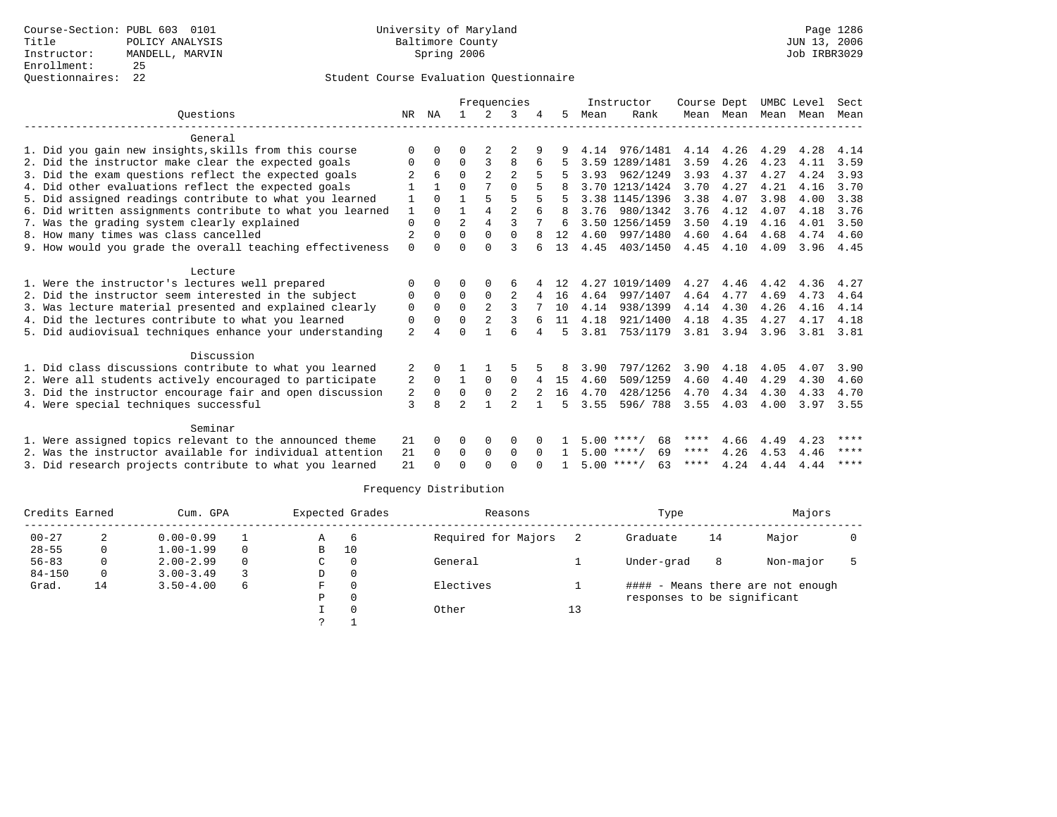Course-Section: PUBL 603 0101
Title: POLICY ANALYSIS
Instructor: MANDELL, MARVIN
Enrollment: 25
Questionnaires: 22

University of Maryland
Baltimore County
Spring 2006

Page 1286
JUN 13, 2006
Job IRBR3029

Student Course Evaluation Questionnaire

| Questions | NR | NA | 1 | 2 | 3 | 4 | 5 | Instructor Mean | Rank | Course Mean | Dept Mean | UMBC Mean | Level Mean | Sect Mean |
|---|---|---|---|---|---|---|---|---|---|---|---|---|---|---|
| **General** | | | | | | | | | | | | | | |
| 1. Did you gain new insights,skills from this course | 0 | 0 | 0 | 2 | 2 | 9 | 9 | 4.14 | 976/1481 | 4.14 | 4.26 | 4.29 | 4.28 | 4.14 |
| 2. Did the instructor make clear the expected goals | 0 | 0 | 0 | 3 | 8 | 6 | 5 | 3.59 | 1289/1481 | 3.59 | 4.26 | 4.23 | 4.11 | 3.59 |
| 3. Did the exam questions reflect the expected goals | 2 | 6 | 0 | 2 | 2 | 5 | 5 | 3.93 | 962/1249 | 3.93 | 4.37 | 4.27 | 4.24 | 3.93 |
| 4. Did other evaluations reflect the expected goals | 1 | 1 | 0 | 7 | 0 | 5 | 8 | 3.70 | 1213/1424 | 3.70 | 4.27 | 4.21 | 4.16 | 3.70 |
| 5. Did assigned readings contribute to what you learned | 1 | 0 | 1 | 5 | 5 | 5 | 5 | 3.38 | 1145/1396 | 3.38 | 4.07 | 3.98 | 4.00 | 3.38 |
| 6. Did written assignments contribute to what you learned | 1 | 0 | 1 | 4 | 2 | 6 | 8 | 3.76 | 980/1342 | 3.76 | 4.12 | 4.07 | 4.18 | 3.76 |
| 7. Was the grading system clearly explained | 0 | 0 | 2 | 4 | 3 | 7 | 6 | 3.50 | 1256/1459 | 3.50 | 4.19 | 4.16 | 4.01 | 3.50 |
| 8. How many times was class cancelled | 2 | 0 | 0 | 0 | 0 | 8 | 12 | 4.60 | 997/1480 | 4.60 | 4.64 | 4.68 | 4.74 | 4.60 |
| 9. How would you grade the overall teaching effectiveness | 0 | 0 | 0 | 0 | 3 | 6 | 13 | 4.45 | 403/1450 | 4.45 | 4.10 | 4.09 | 3.96 | 4.45 |
| **Lecture** | | | | | | | | | | | | | | |
| 1. Were the instructor's lectures well prepared | 0 | 0 | 0 | 0 | 6 | 4 | 12 | 4.27 | 1019/1409 | 4.27 | 4.46 | 4.42 | 4.36 | 4.27 |
| 2. Did the instructor seem interested in the subject | 0 | 0 | 0 | 0 | 2 | 4 | 16 | 4.64 | 997/1407 | 4.64 | 4.77 | 4.69 | 4.73 | 4.64 |
| 3. Was lecture material presented and explained clearly | 0 | 0 | 0 | 2 | 3 | 7 | 10 | 4.14 | 938/1399 | 4.14 | 4.30 | 4.26 | 4.16 | 4.14 |
| 4. Did the lectures contribute to what you learned | 0 | 0 | 0 | 2 | 3 | 6 | 11 | 4.18 | 921/1400 | 4.18 | 4.35 | 4.27 | 4.17 | 4.18 |
| 5. Did audiovisual techniques enhance your understanding | 2 | 4 | 0 | 1 | 6 | 4 | 5 | 3.81 | 753/1179 | 3.81 | 3.94 | 3.96 | 3.81 | 3.81 |
| **Discussion** | | | | | | | | | | | | | | |
| 1. Did class discussions contribute to what you learned | 2 | 0 | 1 | 1 | 5 | 5 | 8 | 3.90 | 797/1262 | 3.90 | 4.18 | 4.05 | 4.07 | 3.90 |
| 2. Were all students actively encouraged to participate | 2 | 0 | 1 | 0 | 0 | 4 | 15 | 4.60 | 509/1259 | 4.60 | 4.40 | 4.29 | 4.30 | 4.60 |
| 3. Did the instructor encourage fair and open discussion | 2 | 0 | 0 | 0 | 2 | 2 | 16 | 4.70 | 428/1256 | 4.70 | 4.34 | 4.30 | 4.33 | 4.70 |
| 4. Were special techniques successful | 3 | 8 | 2 | 1 | 2 | 1 | 5 | 3.55 | 596/ 788 | 3.55 | 4.03 | 4.00 | 3.97 | 3.55 |
| **Seminar** | | | | | | | | | | | | | | |
| 1. Were assigned topics relevant to the announced theme | 21 | 0 | 0 | 0 | 0 | 0 | 1 | 5.00 | ****/ 68 | **** | 4.66 | 4.49 | 4.23 | **** |
| 2. Was the instructor available for individual attention | 21 | 0 | 0 | 0 | 0 | 0 | 1 | 5.00 | ****/ 69 | **** | 4.26 | 4.53 | 4.46 | **** |
| 3. Did research projects contribute to what you learned | 21 | 0 | 0 | 0 | 0 | 0 | 1 | 5.00 | ****/ 63 | **** | 4.24 | 4.44 | 4.44 | **** |

Frequency Distribution

| Credits Earned | | Cum. GPA | | Expected Grades | | Reasons | | Type | | Majors | |
|---|---|---|---|---|---|---|---|---|---|---|---|
| 00-27 | 2 | 0.00-0.99 | 1 | A | 6 | Required for Majors | 2 | Graduate | 14 | Major | 0 |
| 28-55 | 0 | 1.00-1.99 | 0 | B | 10 | | | | | | |
| 56-83 | 0 | 2.00-2.99 | 0 | C | 0 | General | 1 | Under-grad | 8 | Non-major | 5 |
| 84-150 | 0 | 3.00-3.49 | 3 | D | 0 | | | | | | |
| Grad. | 14 | 3.50-4.00 | 6 | F | 0 | Electives | 1 | #### - Means there are not enough responses to be significant | | | |
| | | | | P | 0 | | | | | | |
| | | | | I | 0 | Other | 13 | | | | |
| | | | | ? | 1 | | | | | | |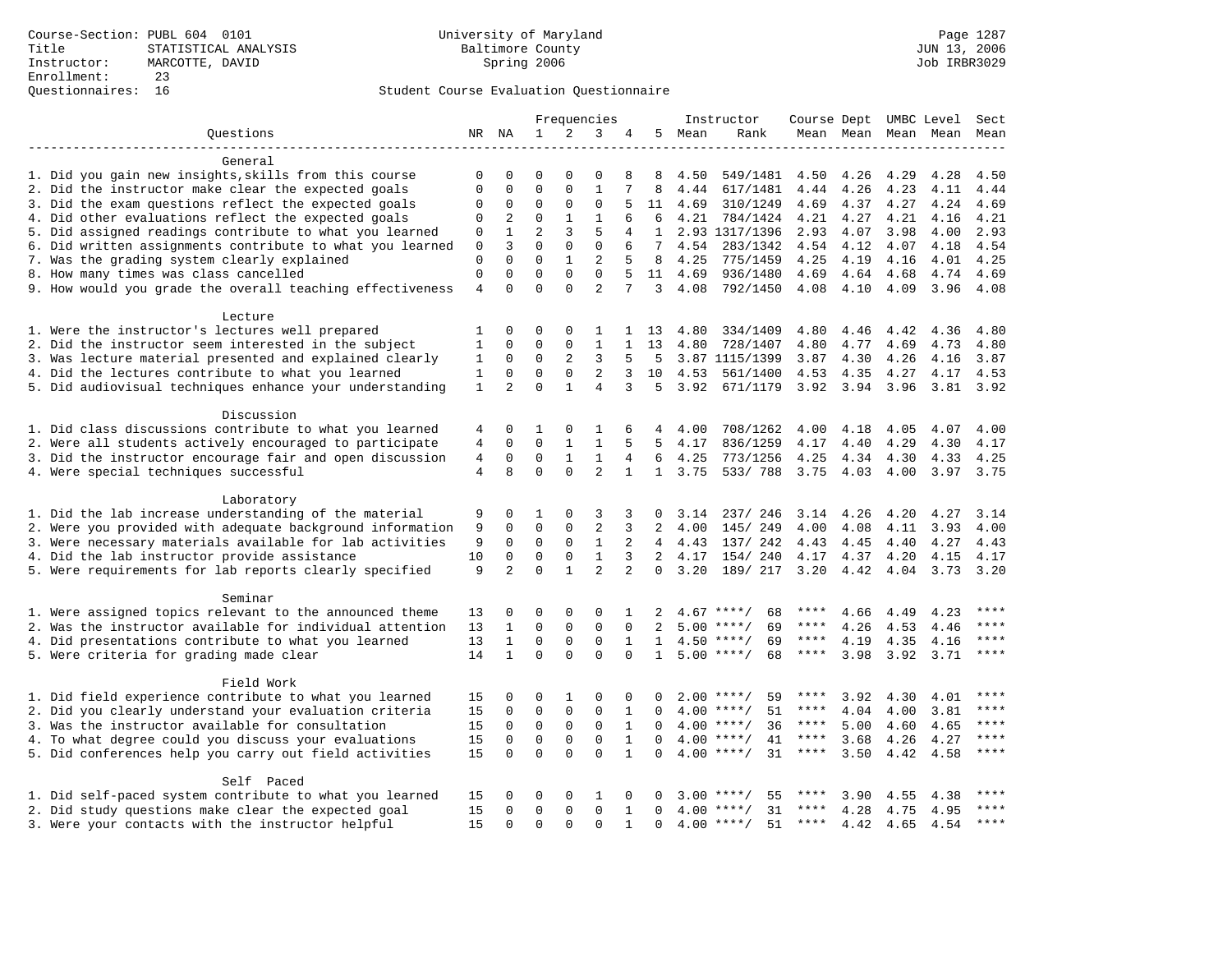Course-Section: PUBL 604 0101
Title: STATISTICAL ANALYSIS
Instructor: MARCOTTE, DAVID
Enrollment: 23
Questionnaires: 16

University of Maryland
Baltimore County
Spring 2006

JUN 13, 2006
Job IRBR3029

Student Course Evaluation Questionnaire

| Questions | NR | NA | 1 | 2 | 3 | 4 | 5 | Instructor Mean | Instructor Rank | Course Mean | Dept Mean | UMBC Mean | Level Mean | Sect Mean |
|---|---|---|---|---|---|---|---|---|---|---|---|---|---|---|
| **General** | | | | | | | | | | | | | | |
| 1. Did you gain new insights,skills from this course | 0 | 0 | 0 | 0 | 0 | 8 | 8 | 4.50 | 549/1481 | 4.50 | 4.26 | 4.29 | 4.28 | 4.50 |
| 2. Did the instructor make clear the expected goals | 0 | 0 | 0 | 0 | 1 | 7 | 8 | 4.44 | 617/1481 | 4.44 | 4.26 | 4.23 | 4.11 | 4.44 |
| 3. Did the exam questions reflect the expected goals | 0 | 0 | 0 | 0 | 0 | 5 | 11 | 4.69 | 310/1249 | 4.69 | 4.37 | 4.27 | 4.24 | 4.69 |
| 4. Did other evaluations reflect the expected goals | 0 | 2 | 0 | 1 | 1 | 6 | 6 | 4.21 | 784/1424 | 4.21 | 4.27 | 4.21 | 4.16 | 4.21 |
| 5. Did assigned readings contribute to what you learned | 0 | 1 | 2 | 3 | 5 | 4 | 1 | 2.93 | 1317/1396 | 2.93 | 4.07 | 3.98 | 4.00 | 2.93 |
| 6. Did written assignments contribute to what you learned | 0 | 3 | 0 | 0 | 0 | 6 | 7 | 4.54 | 283/1342 | 4.54 | 4.12 | 4.07 | 4.18 | 4.54 |
| 7. Was the grading system clearly explained | 0 | 0 | 0 | 1 | 2 | 5 | 8 | 4.25 | 775/1459 | 4.25 | 4.19 | 4.16 | 4.01 | 4.25 |
| 8. How many times was class cancelled | 0 | 0 | 0 | 0 | 0 | 5 | 11 | 4.69 | 936/1480 | 4.69 | 4.64 | 4.68 | 4.74 | 4.69 |
| 9. How would you grade the overall teaching effectiveness | 4 | 0 | 0 | 0 | 2 | 7 | 3 | 4.08 | 792/1450 | 4.08 | 4.10 | 4.09 | 3.96 | 4.08 |
| **Lecture** | | | | | | | | | | | | | | |
| 1. Were the instructor's lectures well prepared | 1 | 0 | 0 | 0 | 1 | 1 | 13 | 4.80 | 334/1409 | 4.80 | 4.46 | 4.42 | 4.36 | 4.80 |
| 2. Did the instructor seem interested in the subject | 1 | 0 | 0 | 0 | 1 | 1 | 13 | 4.80 | 728/1407 | 4.80 | 4.77 | 4.69 | 4.73 | 4.80 |
| 3. Was lecture material presented and explained clearly | 1 | 0 | 0 | 2 | 3 | 5 | 5 | 3.87 | 1115/1399 | 3.87 | 4.30 | 4.26 | 4.16 | 3.87 |
| 4. Did the lectures contribute to what you learned | 1 | 0 | 0 | 0 | 2 | 3 | 10 | 4.53 | 561/1400 | 4.53 | 4.35 | 4.27 | 4.17 | 4.53 |
| 5. Did audiovisual techniques enhance your understanding | 1 | 2 | 0 | 1 | 4 | 3 | 5 | 3.92 | 671/1179 | 3.92 | 3.94 | 3.96 | 3.81 | 3.92 |
| **Discussion** | | | | | | | | | | | | | | |
| 1. Did class discussions contribute to what you learned | 4 | 0 | 1 | 0 | 1 | 6 | 4 | 4.00 | 708/1262 | 4.00 | 4.18 | 4.05 | 4.07 | 4.00 |
| 2. Were all students actively encouraged to participate | 4 | 0 | 0 | 1 | 1 | 5 | 5 | 4.17 | 836/1259 | 4.17 | 4.40 | 4.29 | 4.30 | 4.17 |
| 3. Did the instructor encourage fair and open discussion | 4 | 0 | 0 | 1 | 1 | 4 | 6 | 4.25 | 773/1256 | 4.25 | 4.34 | 4.30 | 4.33 | 4.25 |
| 4. Were special techniques successful | 4 | 8 | 0 | 0 | 2 | 1 | 1 | 3.75 | 533/ 788 | 3.75 | 4.03 | 4.00 | 3.97 | 3.75 |
| **Laboratory** | | | | | | | | | | | | | | |
| 1. Did the lab increase understanding of the material | 9 | 0 | 1 | 0 | 3 | 3 | 0 | 3.14 | 237/ 246 | 3.14 | 4.26 | 4.20 | 4.27 | 3.14 |
| 2. Were you provided with adequate background information | 9 | 0 | 0 | 0 | 2 | 3 | 2 | 4.00 | 145/ 249 | 4.00 | 4.08 | 4.11 | 3.93 | 4.00 |
| 3. Were necessary materials available for lab activities | 9 | 0 | 0 | 0 | 1 | 2 | 4 | 4.43 | 137/ 242 | 4.43 | 4.45 | 4.40 | 4.27 | 4.43 |
| 4. Did the lab instructor provide assistance | 10 | 0 | 0 | 0 | 1 | 3 | 2 | 4.17 | 154/ 240 | 4.17 | 4.37 | 4.20 | 4.15 | 4.17 |
| 5. Were requirements for lab reports clearly specified | 9 | 2 | 0 | 1 | 2 | 2 | 0 | 3.20 | 189/ 217 | 3.20 | 4.42 | 4.04 | 3.73 | 3.20 |
| **Seminar** | | | | | | | | | | | | | | |
| 1. Were assigned topics relevant to the announced theme | 13 | 0 | 0 | 0 | 0 | 1 | 2 | 4.67 | ****/ 68 | **** | 4.66 | 4.49 | 4.23 | **** |
| 2. Was the instructor available for individual attention | 13 | 1 | 0 | 0 | 0 | 0 | 2 | 5.00 | ****/ 69 | **** | 4.26 | 4.53 | 4.46 | **** |
| 4. Did presentations contribute to what you learned | 13 | 1 | 0 | 0 | 0 | 1 | 1 | 4.50 | ****/ 69 | **** | 4.19 | 4.35 | 4.16 | **** |
| 5. Were criteria for grading made clear | 14 | 1 | 0 | 0 | 0 | 0 | 1 | 5.00 | ****/ 68 | **** | 3.98 | 3.92 | 3.71 | **** |
| **Field Work** | | | | | | | | | | | | | | |
| 1. Did field experience contribute to what you learned | 15 | 0 | 0 | 1 | 0 | 0 | 0 | 2.00 | ****/ 59 | **** | 3.92 | 4.30 | 4.01 | **** |
| 2. Did you clearly understand your evaluation criteria | 15 | 0 | 0 | 0 | 0 | 1 | 0 | 4.00 | ****/ 51 | **** | 4.04 | 4.00 | 3.81 | **** |
| 3. Was the instructor available for consultation | 15 | 0 | 0 | 0 | 0 | 1 | 0 | 4.00 | ****/ 36 | **** | 5.00 | 4.60 | 4.65 | **** |
| 4. To what degree could you discuss your evaluations | 15 | 0 | 0 | 0 | 0 | 1 | 0 | 4.00 | ****/ 41 | **** | 3.68 | 4.26 | 4.27 | **** |
| 5. Did conferences help you carry out field activities | 15 | 0 | 0 | 0 | 0 | 1 | 0 | 4.00 | ****/ 31 | **** | 3.50 | 4.42 | 4.58 | **** |
| **Self Paced** | | | | | | | | | | | | | | |
| 1. Did self-paced system contribute to what you learned | 15 | 0 | 0 | 0 | 1 | 0 | 0 | 3.00 | ****/ 55 | **** | 3.90 | 4.55 | 4.38 | **** |
| 2. Did study questions make clear the expected goal | 15 | 0 | 0 | 0 | 0 | 1 | 0 | 4.00 | ****/ 31 | **** | 4.28 | 4.75 | 4.95 | **** |
| 3. Were your contacts with the instructor helpful | 15 | 0 | 0 | 0 | 0 | 1 | 0 | 4.00 | ****/ 51 | **** | 4.42 | 4.65 | 4.54 | **** |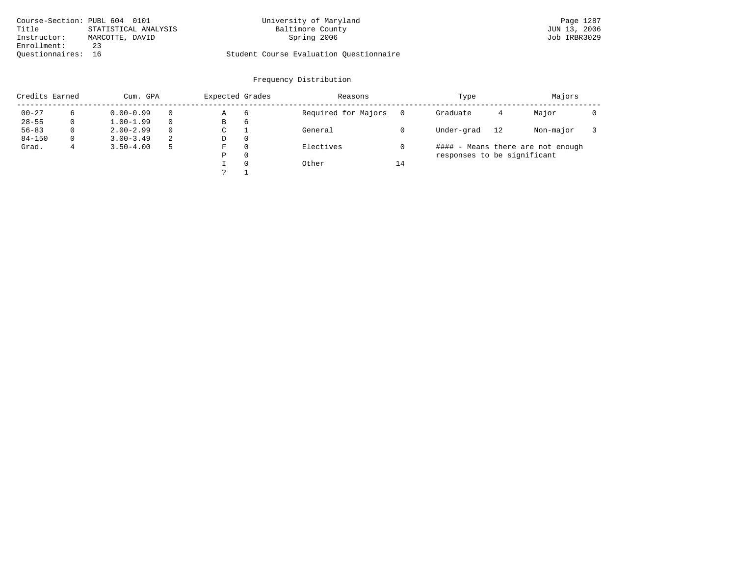Course-Section: PUBL 604 0101
Title: STATISTICAL ANALYSIS
Instructor: MARCOTTE, DAVID
Enrollment: 23
Questionnaires: 16

University of Maryland
Baltimore County
Spring 2006

Student Course Evaluation Questionnaire

JUN 13, 2006
Job IRBR3029

## Frequency Distribution

| Credits Earned | | Cum. GPA | | Expected Grades | | Reasons | | Type | | Majors | |
|---|---|---|---|---|---|---|---|---|---|---|---|
| 00-27 | 6 | 0.00-0.99 | 0 | A | 6 | Required for Majors | 0 | Graduate | 4 | Major | 0 |
| 28-55 | 0 | 1.00-1.99 | 0 | B | 6 | | | | | | |
| 56-83 | 0 | 2.00-2.99 | 0 | C | 1 | General | 0 | Under-grad | 12 | Non-major | 3 |
| 84-150 | 0 | 3.00-3.49 | 2 | D | 0 | | | | | | |
| Grad. | 4 | 3.50-4.00 | 5 | F | 0 | Electives | 0 | #### - Means there are not enough responses to be significant | | | |
| | | | | P | 0 | | | | | | |
| | | | | I | 0 | Other | 14 | | | | |
| | | | | ? | 1 | | | | | | |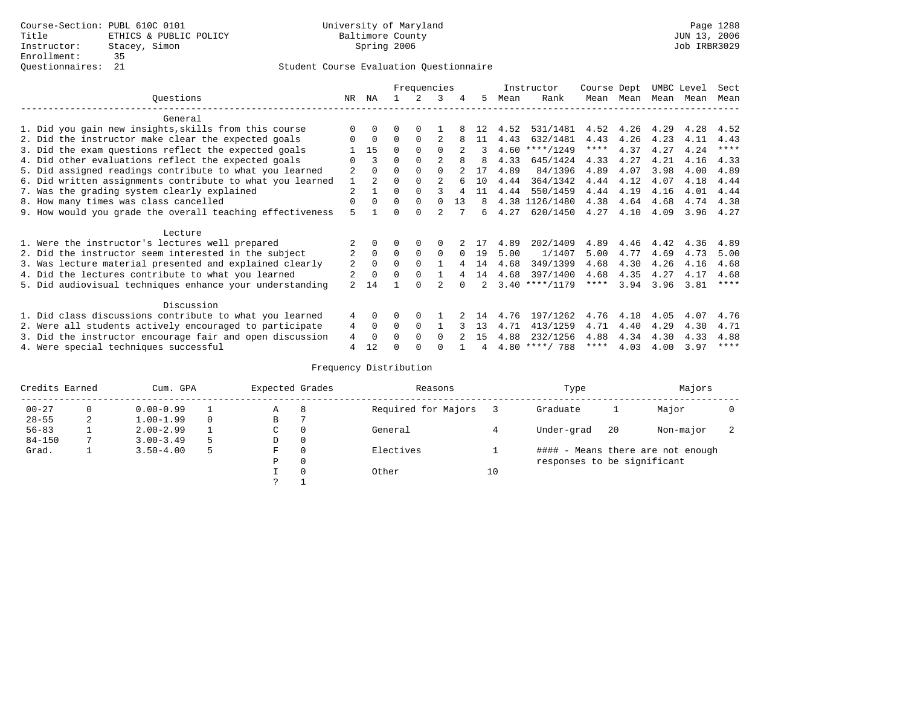Course-Section: PUBL 610C 0101
Title: ETHICS & PUBLIC POLICY
Instructor: Stacey, Simon
Enrollment: 35
Questionnaires: 21

University of Maryland
Baltimore County
Spring 2006

JUN 13, 2006
Job IRBR3029

## Student Course Evaluation Questionnaire

| Questions | NR | NA | 1 | 2 | 3 | 4 | 5 | Instructor Mean | Instructor Rank | Course Mean | Dept Mean | UMBC Mean | Level Mean | Sect Mean |
|---|---|---|---|---|---|---|---|---|---|---|---|---|---|---|
| **General** | | | | | | | | | | | | | | |
| 1. Did you gain new insights,skills from this course | 0 | 0 | 0 | 0 | 1 | 8 | 12 | 4.52 | 531/1481 | 4.52 | 4.26 | 4.29 | 4.28 | 4.52 |
| 2. Did the instructor make clear the expected goals | 0 | 0 | 0 | 0 | 2 | 8 | 11 | 4.43 | 632/1481 | 4.43 | 4.26 | 4.23 | 4.11 | 4.43 |
| 3. Did the exam questions reflect the expected goals | 1 | 15 | 0 | 0 | 0 | 2 | 3 | 4.60 | ****/1249 | **** | 4.37 | 4.27 | 4.24 | **** |
| 4. Did other evaluations reflect the expected goals | 0 | 3 | 0 | 0 | 2 | 8 | 8 | 4.33 | 645/1424 | 4.33 | 4.27 | 4.21 | 4.16 | 4.33 |
| 5. Did assigned readings contribute to what you learned | 2 | 0 | 0 | 0 | 0 | 2 | 17 | 4.89 | 84/1396 | 4.89 | 4.07 | 3.98 | 4.00 | 4.89 |
| 6. Did written assignments contribute to what you learned | 1 | 2 | 0 | 0 | 2 | 6 | 10 | 4.44 | 364/1342 | 4.44 | 4.12 | 4.07 | 4.18 | 4.44 |
| 7. Was the grading system clearly explained | 2 | 1 | 0 | 0 | 3 | 4 | 11 | 4.44 | 550/1459 | 4.44 | 4.19 | 4.16 | 4.01 | 4.44 |
| 8. How many times was class cancelled | 0 | 0 | 0 | 0 | 0 | 13 | 8 | 4.38 | 1126/1480 | 4.38 | 4.64 | 4.68 | 4.74 | 4.38 |
| 9. How would you grade the overall teaching effectiveness | 5 | 1 | 0 | 0 | 2 | 7 | 6 | 4.27 | 620/1450 | 4.27 | 4.10 | 4.09 | 3.96 | 4.27 |
| **Lecture** | | | | | | | | | | | | | | |
| 1. Were the instructor's lectures well prepared | 2 | 0 | 0 | 0 | 0 | 2 | 17 | 4.89 | 202/1409 | 4.89 | 4.46 | 4.42 | 4.36 | 4.89 |
| 2. Did the instructor seem interested in the subject | 2 | 0 | 0 | 0 | 0 | 0 | 19 | 5.00 | 1/1407 | 5.00 | 4.77 | 4.69 | 4.73 | 5.00 |
| 3. Was lecture material presented and explained clearly | 2 | 0 | 0 | 0 | 1 | 4 | 14 | 4.68 | 349/1399 | 4.68 | 4.30 | 4.26 | 4.16 | 4.68 |
| 4. Did the lectures contribute to what you learned | 2 | 0 | 0 | 0 | 1 | 4 | 14 | 4.68 | 397/1400 | 4.68 | 4.35 | 4.27 | 4.17 | 4.68 |
| 5. Did audiovisual techniques enhance your understanding | 2 | 14 | 1 | 0 | 2 | 0 | 2 | 3.40 | ****/1179 | **** | 3.94 | 3.96 | 3.81 | **** |
| **Discussion** | | | | | | | | | | | | | | |
| 1. Did class discussions contribute to what you learned | 4 | 0 | 0 | 0 | 1 | 2 | 14 | 4.76 | 197/1262 | 4.76 | 4.18 | 4.05 | 4.07 | 4.76 |
| 2. Were all students actively encouraged to participate | 4 | 0 | 0 | 0 | 1 | 3 | 13 | 4.71 | 413/1259 | 4.71 | 4.40 | 4.29 | 4.30 | 4.71 |
| 3. Did the instructor encourage fair and open discussion | 4 | 0 | 0 | 0 | 0 | 2 | 15 | 4.88 | 232/1256 | 4.88 | 4.34 | 4.30 | 4.33 | 4.88 |
| 4. Were special techniques successful | 4 | 12 | 0 | 0 | 0 | 1 | 4 | 4.80 | ****/ 788 | **** | 4.03 | 4.00 | 3.97 | **** |

## Frequency Distribution

| Credits Earned | | Cum. GPA | | Expected Grades | | Reasons | | Type | | Majors | |
|---|---|---|---|---|---|---|---|---|---|---|---|
| 00-27 | 0 | 0.00-0.99 | 1 | A | 8 | Required for Majors | 3 | Graduate | 1 | Major | 0 |
| 28-55 | 2 | 1.00-1.99 | 0 | B | 7 | | | | | | |
| 56-83 | 1 | 2.00-2.99 | 1 | C | 0 | General | 4 | Under-grad | 20 | Non-major | 2 |
| 84-150 | 7 | 3.00-3.49 | 5 | D | 0 | | | | | | |
| Grad. | 1 | 3.50-4.00 | 5 | F | 0 | Electives | 1 | | | | |
| | | | | P | 0 | | | | | | |
| | | | | I | 0 | Other | 10 | | | | |
| | | | | ? | 1 | | | | | | |

#### - Means there are not enough responses to be significant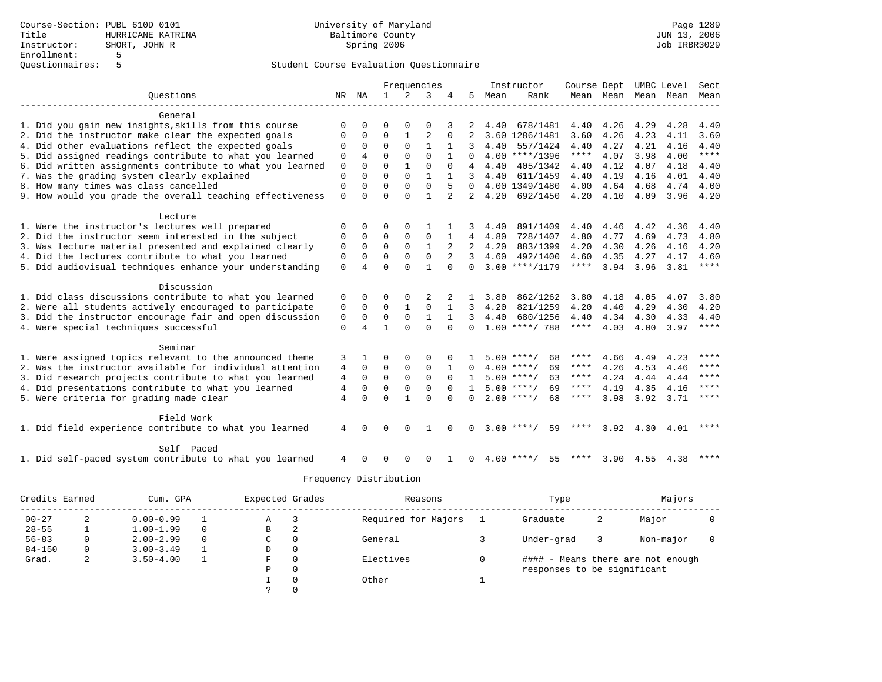Course-Section: PUBL 610D 0101
Title: HURRICANE KATRINA
Instructor: SHORT, JOHN R
Enrollment: 5
Questionnaires: 5

University of Maryland
Baltimore County
Spring 2006

Page 1289
JUN 13, 2006
Job IRBR3029

## Student Course Evaluation Questionnaire

| Questions | NR | NA | 1 | 2 | 3 | 4 | 5 | Instructor Mean | Instructor Rank | Course Mean | Dept Mean | UMBC Mean | Level Mean | Sect Mean |
|---|---|---|---|---|---|---|---|---|---|---|---|---|---|---|
| **General** | | | | | | | | | | | | | | |
| 1. Did you gain new insights,skills from this course | 0 | 0 | 0 | 0 | 0 | 3 | 2 | 4.40 | 678/1481 | 4.40 | 4.26 | 4.29 | 4.28 | 4.40 |
| 2. Did the instructor make clear the expected goals | 0 | 0 | 0 | 1 | 2 | 0 | 2 | 3.60 | 1286/1481 | 3.60 | 4.26 | 4.23 | 4.11 | 3.60 |
| 4. Did other evaluations reflect the expected goals | 0 | 0 | 0 | 0 | 1 | 1 | 3 | 4.40 | 557/1424 | 4.40 | 4.27 | 4.21 | 4.16 | 4.40 |
| 5. Did assigned readings contribute to what you learned | 0 | 4 | 0 | 0 | 0 | 1 | 0 | 4.00 | ****/1396 | **** | 4.07 | 3.98 | 4.00 | **** |
| 6. Did written assignments contribute to what you learned | 0 | 0 | 0 | 1 | 0 | 0 | 4 | 4.40 | 405/1342 | 4.40 | 4.12 | 4.07 | 4.18 | 4.40 |
| 7. Was the grading system clearly explained | 0 | 0 | 0 | 0 | 1 | 1 | 3 | 4.40 | 611/1459 | 4.40 | 4.19 | 4.16 | 4.01 | 4.40 |
| 8. How many times was class cancelled | 0 | 0 | 0 | 0 | 0 | 5 | 0 | 4.00 | 1349/1480 | 4.00 | 4.64 | 4.68 | 4.74 | 4.00 |
| 9. How would you grade the overall teaching effectiveness | 0 | 0 | 0 | 0 | 1 | 2 | 2 | 4.20 | 692/1450 | 4.20 | 4.10 | 4.09 | 3.96 | 4.20 |
| **Lecture** | | | | | | | | | | | | | | |
| 1. Were the instructor's lectures well prepared | 0 | 0 | 0 | 0 | 1 | 1 | 3 | 4.40 | 891/1409 | 4.40 | 4.46 | 4.42 | 4.36 | 4.40 |
| 2. Did the instructor seem interested in the subject | 0 | 0 | 0 | 0 | 0 | 1 | 4 | 4.80 | 728/1407 | 4.80 | 4.77 | 4.69 | 4.73 | 4.80 |
| 3. Was lecture material presented and explained clearly | 0 | 0 | 0 | 0 | 1 | 2 | 2 | 4.20 | 883/1399 | 4.20 | 4.30 | 4.26 | 4.16 | 4.20 |
| 4. Did the lectures contribute to what you learned | 0 | 0 | 0 | 0 | 0 | 2 | 3 | 4.60 | 492/1400 | 4.60 | 4.35 | 4.27 | 4.17 | 4.60 |
| 5. Did audiovisual techniques enhance your understanding | 0 | 4 | 0 | 0 | 1 | 0 | 0 | 3.00 | ****/1179 | **** | 3.94 | 3.96 | 3.81 | **** |
| **Discussion** | | | | | | | | | | | | | | |
| 1. Did class discussions contribute to what you learned | 0 | 0 | 0 | 0 | 2 | 2 | 1 | 3.80 | 862/1262 | 3.80 | 4.18 | 4.05 | 4.07 | 3.80 |
| 2. Were all students actively encouraged to participate | 0 | 0 | 0 | 1 | 0 | 1 | 3 | 4.20 | 821/1259 | 4.20 | 4.40 | 4.29 | 4.30 | 4.20 |
| 3. Did the instructor encourage fair and open discussion | 0 | 0 | 0 | 0 | 1 | 1 | 3 | 4.40 | 680/1256 | 4.40 | 4.34 | 4.30 | 4.33 | 4.40 |
| 4. Were special techniques successful | 0 | 4 | 1 | 0 | 0 | 0 | 0 | 1.00 | ****/ 788 | **** | 4.03 | 4.00 | 3.97 | **** |
| **Seminar** | | | | | | | | | | | | | | |
| 1. Were assigned topics relevant to the announced theme | 3 | 1 | 0 | 0 | 0 | 0 | 1 | 5.00 | ****/ 68 | **** | 4.66 | 4.49 | 4.23 | **** |
| 2. Was the instructor available for individual attention | 4 | 0 | 0 | 0 | 0 | 1 | 0 | 4.00 | ****/ 69 | **** | 4.26 | 4.53 | 4.46 | **** |
| 3. Did research projects contribute to what you learned | 4 | 0 | 0 | 0 | 0 | 0 | 1 | 5.00 | ****/ 63 | **** | 4.24 | 4.44 | 4.44 | **** |
| 4. Did presentations contribute to what you learned | 4 | 0 | 0 | 0 | 0 | 0 | 1 | 5.00 | ****/ 69 | **** | 4.19 | 4.35 | 4.16 | **** |
| 5. Were criteria for grading made clear | 4 | 0 | 0 | 1 | 0 | 0 | 0 | 2.00 | ****/ 68 | **** | 3.98 | 3.92 | 3.71 | **** |
| **Field Work** | | | | | | | | | | | | | | |
| 1. Did field experience contribute to what you learned | 4 | 0 | 0 | 0 | 1 | 0 | 0 | 3.00 | ****/ 59 | **** | 3.92 | 4.30 | 4.01 | **** |
| **Self Paced** | | | | | | | | | | | | | | |
| 1. Did self-paced system contribute to what you learned | 4 | 0 | 0 | 0 | 0 | 1 | 0 | 4.00 | ****/ 55 | **** | 3.90 | 4.55 | 4.38 | **** |

### Frequency Distribution

| Credits Earned | | Cum. GPA | | Expected Grades | | Reasons | | Type | | Majors | |
|---|---|---|---|---|---|---|---|---|---|---|---|
| 00-27 | 2 | 0.00-0.99 | 1 | A | 3 | Required for Majors | 1 | Graduate | 2 | Major | 0 |
| 28-55 | 1 | 1.00-1.99 | 0 | B | 2 | | | | | | |
| 56-83 | 0 | 2.00-2.99 | 0 | C | 0 | General | 3 | Under-grad | 3 | Non-major | 0 |
| 84-150 | 0 | 3.00-3.49 | 1 | D | 0 | | | | | | |
| Grad. | 2 | 3.50-4.00 | 1 | F | 0 | Electives | 0 | | | | |
| | | | | P | 0 | | | | | | |
| | | | | I | 0 | Other | 1 | | | | |
| | | | | ? | 0 | | | | | | |

#### - Means there are not enough responses to be significant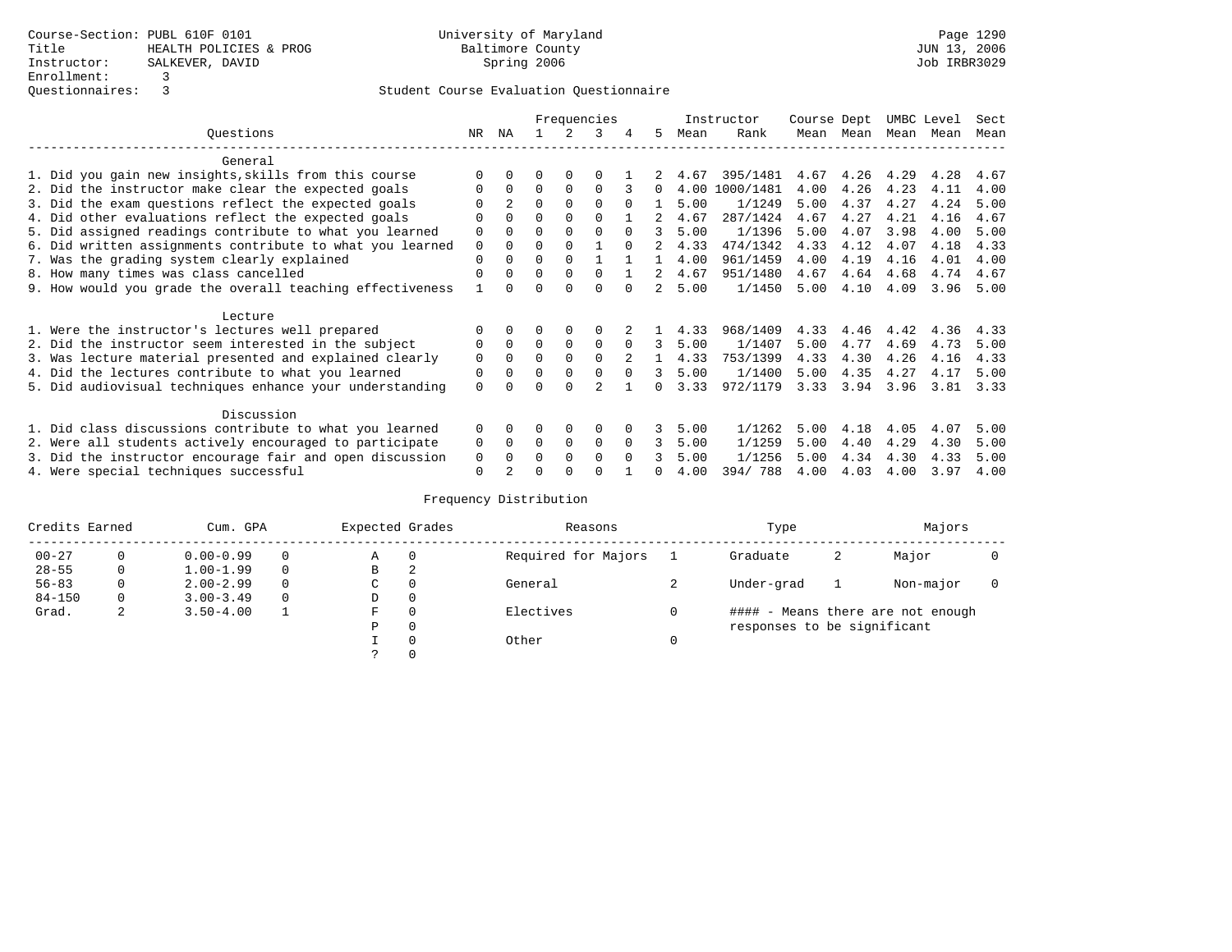Course-Section: PUBL 610F 0101
Title: HEALTH POLICIES & PROG
Instructor: SALKEVER, DAVID
Enrollment: 3
Questionnaires: 3

University of Maryland
Baltimore County
Spring 2006

JUN 13, 2006
Job IRBR3029

Student Course Evaluation Questionnaire

| Questions | NR | NA | 1 | 2 | 3 | 4 | 5 | Instructor Mean | Rank | Course Mean | Dept Mean | UMBC Mean | Level Mean | Sect Mean |
|---|---|---|---|---|---|---|---|---|---|---|---|---|---|---|
| **General** | | | | | | | | | | | | | | |
| 1. Did you gain new insights,skills from this course | 0 | 0 | 0 | 0 | 0 | 1 | 2 | 4.67 | 395/1481 | 4.67 | 4.26 | 4.29 | 4.28 | 4.67 |
| 2. Did the instructor make clear the expected goals | 0 | 0 | 0 | 0 | 0 | 3 | 0 | 4.00 | 1000/1481 | 4.00 | 4.26 | 4.23 | 4.11 | 4.00 |
| 3. Did the exam questions reflect the expected goals | 0 | 2 | 0 | 0 | 0 | 0 | 1 | 5.00 | 1/1249 | 5.00 | 4.37 | 4.27 | 4.24 | 5.00 |
| 4. Did other evaluations reflect the expected goals | 0 | 0 | 0 | 0 | 0 | 1 | 2 | 4.67 | 287/1424 | 4.67 | 4.27 | 4.21 | 4.16 | 4.67 |
| 5. Did assigned readings contribute to what you learned | 0 | 0 | 0 | 0 | 0 | 0 | 3 | 5.00 | 1/1396 | 5.00 | 4.07 | 3.98 | 4.00 | 5.00 |
| 6. Did written assignments contribute to what you learned | 0 | 0 | 0 | 0 | 1 | 0 | 2 | 4.33 | 474/1342 | 4.33 | 4.12 | 4.07 | 4.18 | 4.33 |
| 7. Was the grading system clearly explained | 0 | 0 | 0 | 0 | 1 | 1 | 1 | 4.00 | 961/1459 | 4.00 | 4.19 | 4.16 | 4.01 | 4.00 |
| 8. How many times was class cancelled | 0 | 0 | 0 | 0 | 0 | 1 | 2 | 4.67 | 951/1480 | 4.67 | 4.64 | 4.68 | 4.74 | 4.67 |
| 9. How would you grade the overall teaching effectiveness | 1 | 0 | 0 | 0 | 0 | 0 | 2 | 5.00 | 1/1450 | 5.00 | 4.10 | 4.09 | 3.96 | 5.00 |
| **Lecture** | | | | | | | | | | | | | | |
| 1. Were the instructor's lectures well prepared | 0 | 0 | 0 | 0 | 0 | 2 | 1 | 4.33 | 968/1409 | 4.33 | 4.46 | 4.42 | 4.36 | 4.33 |
| 2. Did the instructor seem interested in the subject | 0 | 0 | 0 | 0 | 0 | 0 | 3 | 5.00 | 1/1407 | 5.00 | 4.77 | 4.69 | 4.73 | 5.00 |
| 3. Was lecture material presented and explained clearly | 0 | 0 | 0 | 0 | 0 | 2 | 1 | 4.33 | 753/1399 | 4.33 | 4.30 | 4.26 | 4.16 | 4.33 |
| 4. Did the lectures contribute to what you learned | 0 | 0 | 0 | 0 | 0 | 0 | 3 | 5.00 | 1/1400 | 5.00 | 4.35 | 4.27 | 4.17 | 5.00 |
| 5. Did audiovisual techniques enhance your understanding | 0 | 0 | 0 | 0 | 2 | 1 | 0 | 3.33 | 972/1179 | 3.33 | 3.94 | 3.96 | 3.81 | 3.33 |
| **Discussion** | | | | | | | | | | | | | | |
| 1. Did class discussions contribute to what you learned | 0 | 0 | 0 | 0 | 0 | 0 | 3 | 5.00 | 1/1262 | 5.00 | 4.18 | 4.05 | 4.07 | 5.00 |
| 2. Were all students actively encouraged to participate | 0 | 0 | 0 | 0 | 0 | 0 | 3 | 5.00 | 1/1259 | 5.00 | 4.40 | 4.29 | 4.30 | 5.00 |
| 3. Did the instructor encourage fair and open discussion | 0 | 0 | 0 | 0 | 0 | 0 | 3 | 5.00 | 1/1256 | 5.00 | 4.34 | 4.30 | 4.33 | 5.00 |
| 4. Were special techniques successful | 0 | 2 | 0 | 0 | 0 | 1 | 0 | 4.00 | 394/ 788 | 4.00 | 4.03 | 4.00 | 3.97 | 4.00 |

Frequency Distribution

| Credits Earned | | Cum. GPA | | Expected Grades | | Reasons | | Type | | Majors | |
|---|---|---|---|---|---|---|---|---|---|---|---|
| 00-27 | 0 | 0.00-0.99 | 0 | A | 0 | Required for Majors | 1 | Graduate | 2 | Major | 0 |
| 28-55 | 0 | 1.00-1.99 | 0 | B | 2 | | | | | | |
| 56-83 | 0 | 2.00-2.99 | 0 | C | 0 | General | 2 | Under-grad | 1 | Non-major | 0 |
| 84-150 | 0 | 3.00-3.49 | 0 | D | 0 | | | | | | |
| Grad. | 2 | 3.50-4.00 | 1 | F | 0 | Electives | 0 | #### - Means there are not enough responses to be significant | | | |
| | | | | P | 0 | | | | | | |
| | | | | I | 0 | Other | 0 | | | | |
| | | | | ? | 0 | | | | | | |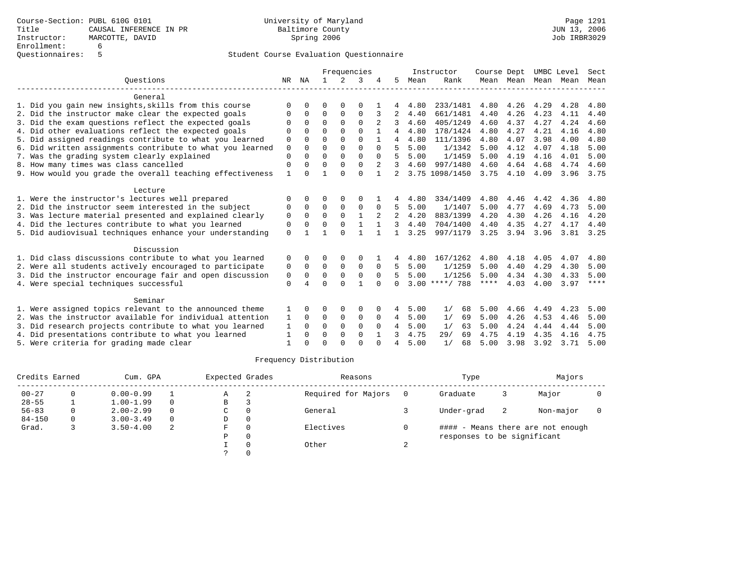Course-Section: PUBL 610G 0101
Title: CAUSAL INFERENCE IN PR
Instructor: MARCOTTE, DAVID
Enrollment: 6
Questionnaires: 5

University of Maryland
Baltimore County
Spring 2006

JUN 13, 2006
Job IRBR3029

## Student Course Evaluation Questionnaire

| Questions | NR | NA | 1 | 2 | 3 | 4 | 5 | Instructor Mean | Instructor Rank | Course Mean | Dept Mean | UMBC Mean | Level Mean | Sect Mean |
|---|---|---|---|---|---|---|---|---|---|---|---|---|---|---|
| **General** | | | | | | | | | | | | | | |
| 1. Did you gain new insights,skills from this course | 0 | 0 | 0 | 0 | 0 | 1 | 4 | 4.80 | 233/1481 | 4.80 | 4.26 | 4.29 | 4.28 | 4.80 |
| 2. Did the instructor make clear the expected goals | 0 | 0 | 0 | 0 | 0 | 3 | 2 | 4.40 | 661/1481 | 4.40 | 4.26 | 4.23 | 4.11 | 4.40 |
| 3. Did the exam questions reflect the expected goals | 0 | 0 | 0 | 0 | 0 | 2 | 3 | 4.60 | 405/1249 | 4.60 | 4.37 | 4.27 | 4.24 | 4.60 |
| 4. Did other evaluations reflect the expected goals | 0 | 0 | 0 | 0 | 0 | 1 | 4 | 4.80 | 178/1424 | 4.80 | 4.27 | 4.21 | 4.16 | 4.80 |
| 5. Did assigned readings contribute to what you learned | 0 | 0 | 0 | 0 | 0 | 1 | 4 | 4.80 | 111/1396 | 4.80 | 4.07 | 3.98 | 4.00 | 4.80 |
| 6. Did written assignments contribute to what you learned | 0 | 0 | 0 | 0 | 0 | 0 | 5 | 5.00 | 1/1342 | 5.00 | 4.12 | 4.07 | 4.18 | 5.00 |
| 7. Was the grading system clearly explained | 0 | 0 | 0 | 0 | 0 | 0 | 5 | 5.00 | 1/1459 | 5.00 | 4.19 | 4.16 | 4.01 | 5.00 |
| 8. How many times was class cancelled | 0 | 0 | 0 | 0 | 0 | 2 | 3 | 4.60 | 997/1480 | 4.60 | 4.64 | 4.68 | 4.74 | 4.60 |
| 9. How would you grade the overall teaching effectiveness | 1 | 0 | 1 | 0 | 0 | 1 | 2 | 3.75 | 1098/1450 | 3.75 | 4.10 | 4.09 | 3.96 | 3.75 |
| **Lecture** | | | | | | | | | | | | | | |
| 1. Were the instructor's lectures well prepared | 0 | 0 | 0 | 0 | 0 | 1 | 4 | 4.80 | 334/1409 | 4.80 | 4.46 | 4.42 | 4.36 | 4.80 |
| 2. Did the instructor seem interested in the subject | 0 | 0 | 0 | 0 | 0 | 0 | 5 | 5.00 | 1/1407 | 5.00 | 4.77 | 4.69 | 4.73 | 5.00 |
| 3. Was lecture material presented and explained clearly | 0 | 0 | 0 | 0 | 1 | 2 | 2 | 4.20 | 883/1399 | 4.20 | 4.30 | 4.26 | 4.16 | 4.20 |
| 4. Did the lectures contribute to what you learned | 0 | 0 | 0 | 0 | 1 | 1 | 3 | 4.40 | 704/1400 | 4.40 | 4.35 | 4.27 | 4.17 | 4.40 |
| 5. Did audiovisual techniques enhance your understanding | 0 | 1 | 1 | 0 | 1 | 1 | 1 | 3.25 | 997/1179 | 3.25 | 3.94 | 3.96 | 3.81 | 3.25 |
| **Discussion** | | | | | | | | | | | | | | |
| 1. Did class discussions contribute to what you learned | 0 | 0 | 0 | 0 | 0 | 1 | 4 | 4.80 | 167/1262 | 4.80 | 4.18 | 4.05 | 4.07 | 4.80 |
| 2. Were all students actively encouraged to participate | 0 | 0 | 0 | 0 | 0 | 0 | 5 | 5.00 | 1/1259 | 5.00 | 4.40 | 4.29 | 4.30 | 5.00 |
| 3. Did the instructor encourage fair and open discussion | 0 | 0 | 0 | 0 | 0 | 0 | 5 | 5.00 | 1/1256 | 5.00 | 4.34 | 4.30 | 4.33 | 5.00 |
| 4. Were special techniques successful | 0 | 4 | 0 | 0 | 1 | 0 | 0 | 3.00 | ****/ 788 | **** | 4.03 | 4.00 | 3.97 | **** |
| **Seminar** | | | | | | | | | | | | | | |
| 1. Were assigned topics relevant to the announced theme | 1 | 0 | 0 | 0 | 0 | 0 | 4 | 5.00 | 1/ 68 | 5.00 | 4.66 | 4.49 | 4.23 | 5.00 |
| 2. Was the instructor available for individual attention | 1 | 0 | 0 | 0 | 0 | 0 | 4 | 5.00 | 1/ 69 | 5.00 | 4.26 | 4.53 | 4.46 | 5.00 |
| 3. Did research projects contribute to what you learned | 1 | 0 | 0 | 0 | 0 | 0 | 4 | 5.00 | 1/ 63 | 5.00 | 4.24 | 4.44 | 4.44 | 5.00 |
| 4. Did presentations contribute to what you learned | 1 | 0 | 0 | 0 | 0 | 1 | 3 | 4.75 | 29/ 69 | 4.75 | 4.19 | 4.35 | 4.16 | 4.75 |
| 5. Were criteria for grading made clear | 1 | 0 | 0 | 0 | 0 | 0 | 4 | 5.00 | 1/ 68 | 5.00 | 3.98 | 3.92 | 3.71 | 5.00 |

### Frequency Distribution

| Credits Earned | | Cum. GPA | | Expected Grades | | Reasons | | Type | | Majors | |
|---|---|---|---|---|---|---|---|---|---|---|---|
| 00-27 | 0 | 0.00-0.99 | 1 | A | 2 | Required for Majors | 0 | Graduate | 3 | Major | 0 |
| 28-55 | 1 | 1.00-1.99 | 0 | B | 3 | | | | | | |
| 56-83 | 0 | 2.00-2.99 | 0 | C | 0 | General | 3 | Under-grad | 2 | Non-major | 0 |
| 84-150 | 0 | 3.00-3.49 | 0 | D | 0 | | | | | | |
| Grad. | 3 | 3.50-4.00 | 2 | F | 0 | Electives | 0 | #### - Means there are not enough responses to be significant | | | |
| | | | | P | 0 | | | | | | |
| | | | | I | 0 | Other | 2 | | | | |
| | | | | ? | 0 | | | | | | |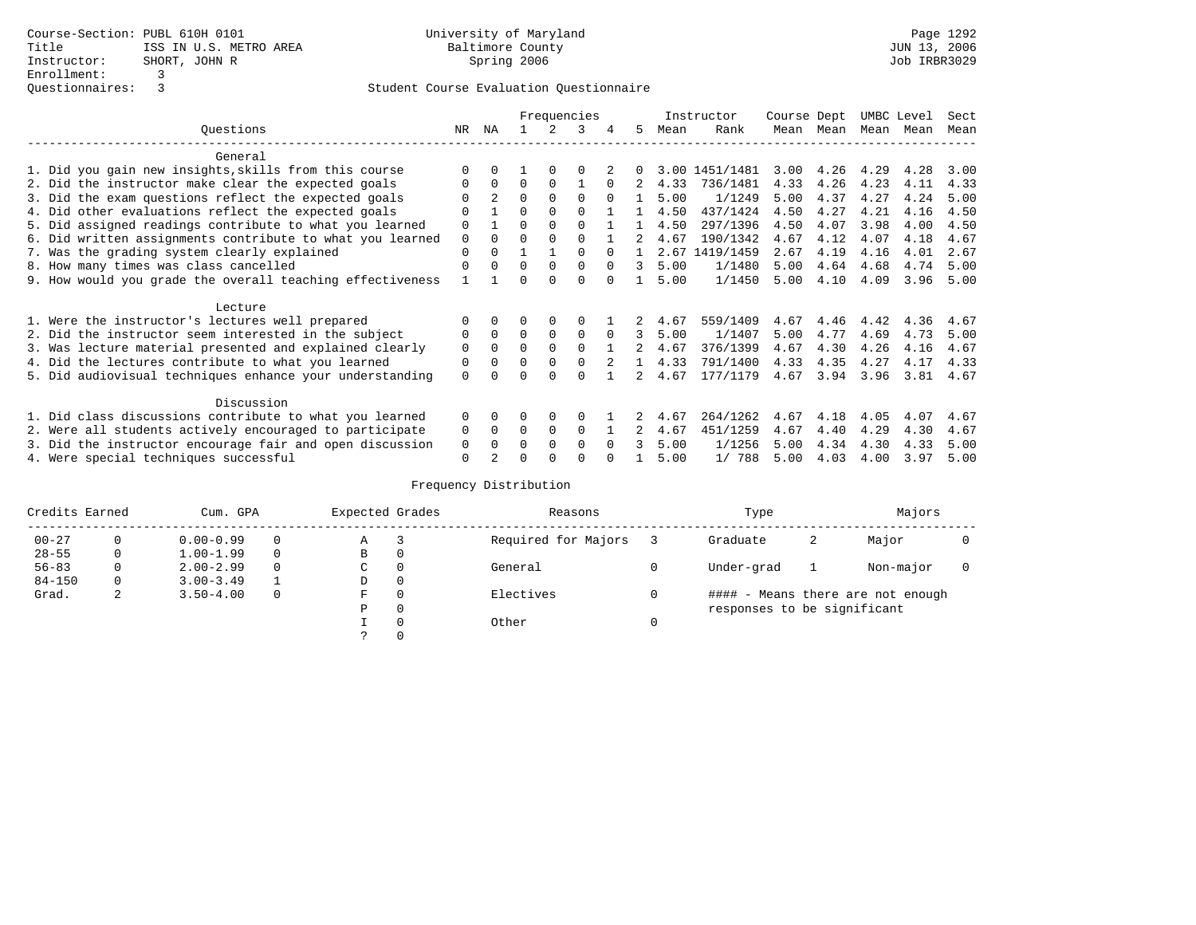Course-Section: PUBL 610H 0101
Title: ISS IN U.S. METRO AREA
Instructor: SHORT, JOHN R
Enrollment: 3
Questionnaires: 3

University of Maryland
Baltimore County
Spring 2006

Page 1292
JUN 13, 2006
Job IRBR3029

Student Course Evaluation Questionnaire

| Questions | NR | NA | 1 | 2 | 3 | 4 | 5 | Instructor Mean | Instructor Rank | Course Mean | Dept Mean | UMBC Mean | Level Mean | Sect Mean |
|---|---|---|---|---|---|---|---|---|---|---|---|---|---|---|
| **General** | | | | | | | | | | | | | | |
| 1. Did you gain new insights,skills from this course | 0 | 0 | 1 | 0 | 0 | 2 | 0 | 3.00 | 1451/1481 | 3.00 | 4.26 | 4.29 | 4.28 | 3.00 |
| 2. Did the instructor make clear the expected goals | 0 | 0 | 0 | 0 | 1 | 0 | 2 | 4.33 | 736/1481 | 4.33 | 4.26 | 4.23 | 4.11 | 4.33 |
| 3. Did the exam questions reflect the expected goals | 0 | 2 | 0 | 0 | 0 | 0 | 1 | 5.00 | 1/1249 | 5.00 | 4.37 | 4.27 | 4.24 | 5.00 |
| 4. Did other evaluations reflect the expected goals | 0 | 1 | 0 | 0 | 0 | 1 | 1 | 4.50 | 437/1424 | 4.50 | 4.27 | 4.21 | 4.16 | 4.50 |
| 5. Did assigned readings contribute to what you learned | 0 | 1 | 0 | 0 | 0 | 1 | 1 | 4.50 | 297/1396 | 4.50 | 4.07 | 3.98 | 4.00 | 4.50 |
| 6. Did written assignments contribute to what you learned | 0 | 0 | 0 | 0 | 0 | 1 | 2 | 4.67 | 190/1342 | 4.67 | 4.12 | 4.07 | 4.18 | 4.67 |
| 7. Was the grading system clearly explained | 0 | 0 | 1 | 1 | 0 | 0 | 1 | 2.67 | 1419/1459 | 2.67 | 4.19 | 4.16 | 4.01 | 2.67 |
| 8. How many times was class cancelled | 0 | 0 | 0 | 0 | 0 | 0 | 3 | 5.00 | 1/1480 | 5.00 | 4.64 | 4.68 | 4.74 | 5.00 |
| 9. How would you grade the overall teaching effectiveness | 1 | 1 | 0 | 0 | 0 | 0 | 1 | 5.00 | 1/1450 | 5.00 | 4.10 | 4.09 | 3.96 | 5.00 |
| **Lecture** | | | | | | | | | | | | | | |
| 1. Were the instructor's lectures well prepared | 0 | 0 | 0 | 0 | 0 | 1 | 2 | 4.67 | 559/1409 | 4.67 | 4.46 | 4.42 | 4.36 | 4.67 |
| 2. Did the instructor seem interested in the subject | 0 | 0 | 0 | 0 | 0 | 0 | 3 | 5.00 | 1/1407 | 5.00 | 4.77 | 4.69 | 4.73 | 5.00 |
| 3. Was lecture material presented and explained clearly | 0 | 0 | 0 | 0 | 0 | 1 | 2 | 4.67 | 376/1399 | 4.67 | 4.30 | 4.26 | 4.16 | 4.67 |
| 4. Did the lectures contribute to what you learned | 0 | 0 | 0 | 0 | 0 | 2 | 1 | 4.33 | 791/1400 | 4.33 | 4.35 | 4.27 | 4.17 | 4.33 |
| 5. Did audiovisual techniques enhance your understanding | 0 | 0 | 0 | 0 | 0 | 1 | 2 | 4.67 | 177/1179 | 4.67 | 3.94 | 3.96 | 3.81 | 4.67 |
| **Discussion** | | | | | | | | | | | | | | |
| 1. Did class discussions contribute to what you learned | 0 | 0 | 0 | 0 | 0 | 1 | 2 | 4.67 | 264/1262 | 4.67 | 4.18 | 4.05 | 4.07 | 4.67 |
| 2. Were all students actively encouraged to participate | 0 | 0 | 0 | 0 | 0 | 1 | 2 | 4.67 | 451/1259 | 4.67 | 4.40 | 4.29 | 4.30 | 4.67 |
| 3. Did the instructor encourage fair and open discussion | 0 | 0 | 0 | 0 | 0 | 0 | 3 | 5.00 | 1/1256 | 5.00 | 4.34 | 4.30 | 4.33 | 5.00 |
| 4. Were special techniques successful | 0 | 2 | 0 | 0 | 0 | 0 | 1 | 5.00 | 1/ 788 | 5.00 | 4.03 | 4.00 | 3.97 | 5.00 |

Frequency Distribution

| Credits Earned | | Cum. GPA | | Expected Grades | | Reasons | | Type | | Majors | |
|---|---|---|---|---|---|---|---|---|---|---|---|
| 00-27 | 0 | 0.00-0.99 | 0 | A | 3 | Required for Majors | 3 | Graduate | 2 | Major | 0 |
| 28-55 | 0 | 1.00-1.99 | 0 | B | 0 | | | | | | |
| 56-83 | 0 | 2.00-2.99 | 0 | C | 0 | General | 0 | Under-grad | 1 | Non-major | 0 |
| 84-150 | 0 | 3.00-3.49 | 1 | D | 0 | | | | | | |
| Grad. | 2 | 3.50-4.00 | 0 | F | 0 | Electives | 0 | #### - Means there are not enough responses to be significant | | | |
| | | | | P | 0 | | | | | | |
| | | | | I | 0 | Other | 0 | | | | |
| | | | | ? | 0 | | | | | | |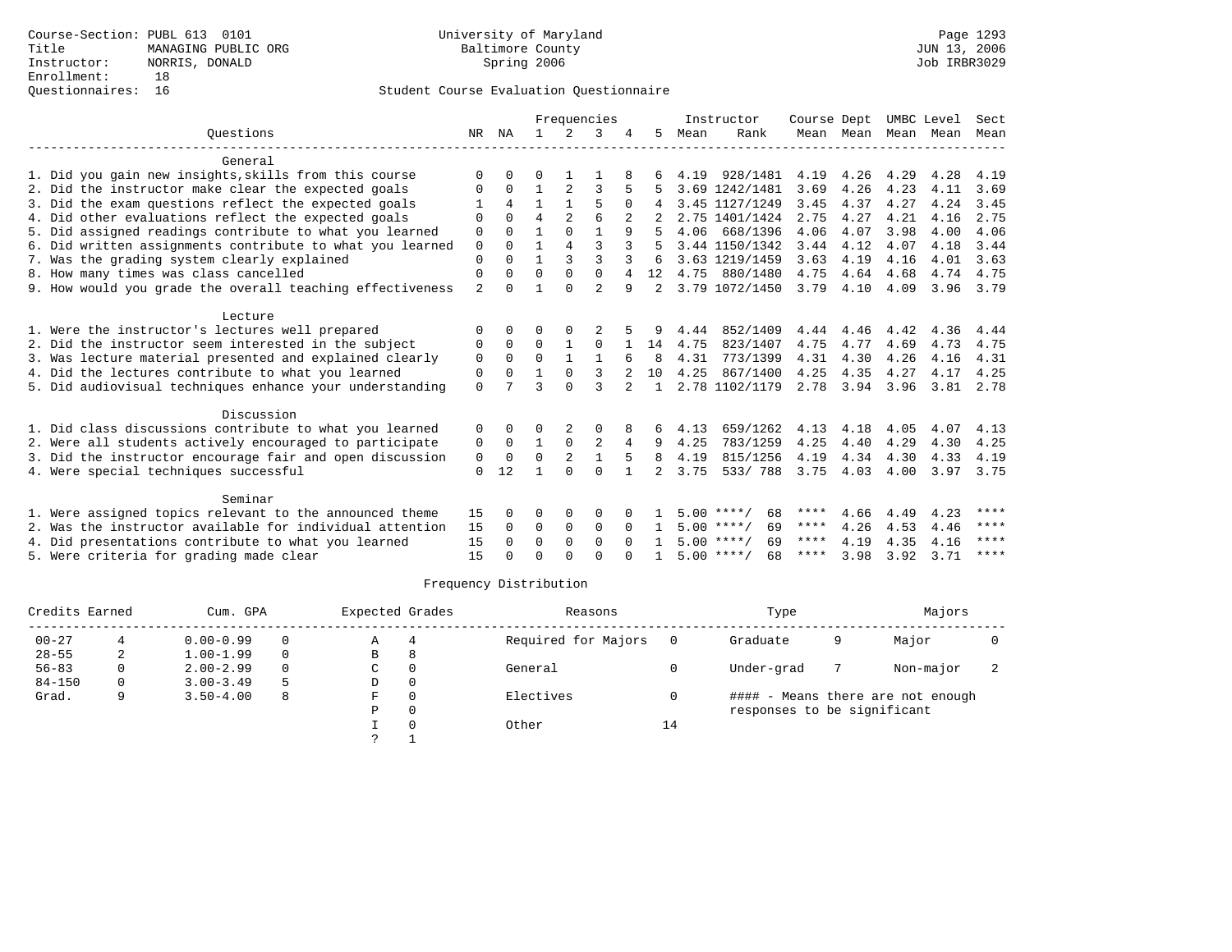Course-Section: PUBL 613 0101
Title: MANAGING PUBLIC ORG
Instructor: NORRIS, DONALD
Enrollment: 18
Questionnaires: 16

University of Maryland
Baltimore County
Spring 2006

JUN 13, 2006
Job IRBR3029

## Student Course Evaluation Questionnaire

| Questions | NR | NA | 1 | 2 | 3 | 4 | 5 | Instructor Mean | Instructor Rank | Course Mean | Dept Mean | UMBC Mean | Level Mean | Sect Mean |
|---|---|---|---|---|---|---|---|---|---|---|---|---|---|---|
| **General** | | | | | | | | | | | | | | |
| 1. Did you gain new insights,skills from this course | 0 | 0 | 0 | 1 | 1 | 8 | 6 | 4.19 | 928/1481 | 4.19 | 4.26 | 4.29 | 4.28 | 4.19 |
| 2. Did the instructor make clear the expected goals | 0 | 0 | 1 | 2 | 3 | 5 | 5 | 3.69 | 1242/1481 | 3.69 | 4.26 | 4.23 | 4.11 | 3.69 |
| 3. Did the exam questions reflect the expected goals | 1 | 4 | 1 | 1 | 5 | 0 | 4 | 3.45 | 1127/1249 | 3.45 | 4.37 | 4.27 | 4.24 | 3.45 |
| 4. Did other evaluations reflect the expected goals | 0 | 0 | 4 | 2 | 6 | 2 | 2 | 2.75 | 1401/1424 | 2.75 | 4.27 | 4.21 | 4.16 | 2.75 |
| 5. Did assigned readings contribute to what you learned | 0 | 0 | 1 | 0 | 1 | 9 | 5 | 4.06 | 668/1396 | 4.06 | 4.07 | 3.98 | 4.00 | 4.06 |
| 6. Did written assignments contribute to what you learned | 0 | 0 | 1 | 4 | 3 | 3 | 5 | 3.44 | 1150/1342 | 3.44 | 4.12 | 4.07 | 4.18 | 3.44 |
| 7. Was the grading system clearly explained | 0 | 0 | 1 | 3 | 3 | 3 | 6 | 3.63 | 1219/1459 | 3.63 | 4.19 | 4.16 | 4.01 | 3.63 |
| 8. How many times was class cancelled | 0 | 0 | 0 | 0 | 0 | 4 | 12 | 4.75 | 880/1480 | 4.75 | 4.64 | 4.68 | 4.74 | 4.75 |
| 9. How would you grade the overall teaching effectiveness | 2 | 0 | 1 | 0 | 2 | 9 | 2 | 3.79 | 1072/1450 | 3.79 | 4.10 | 4.09 | 3.96 | 3.79 |
| **Lecture** | | | | | | | | | | | | | | |
| 1. Were the instructor's lectures well prepared | 0 | 0 | 0 | 0 | 2 | 5 | 9 | 4.44 | 852/1409 | 4.44 | 4.46 | 4.42 | 4.36 | 4.44 |
| 2. Did the instructor seem interested in the subject | 0 | 0 | 0 | 1 | 0 | 1 | 14 | 4.75 | 823/1407 | 4.75 | 4.77 | 4.69 | 4.73 | 4.75 |
| 3. Was lecture material presented and explained clearly | 0 | 0 | 0 | 1 | 1 | 6 | 8 | 4.31 | 773/1399 | 4.31 | 4.30 | 4.26 | 4.16 | 4.31 |
| 4. Did the lectures contribute to what you learned | 0 | 0 | 1 | 0 | 3 | 2 | 10 | 4.25 | 867/1400 | 4.25 | 4.35 | 4.27 | 4.17 | 4.25 |
| 5. Did audiovisual techniques enhance your understanding | 0 | 7 | 3 | 0 | 3 | 2 | 1 | 2.78 | 1102/1179 | 2.78 | 3.94 | 3.96 | 3.81 | 2.78 |
| **Discussion** | | | | | | | | | | | | | | |
| 1. Did class discussions contribute to what you learned | 0 | 0 | 0 | 2 | 0 | 8 | 6 | 4.13 | 659/1262 | 4.13 | 4.18 | 4.05 | 4.07 | 4.13 |
| 2. Were all students actively encouraged to participate | 0 | 0 | 1 | 0 | 2 | 4 | 9 | 4.25 | 783/1259 | 4.25 | 4.40 | 4.29 | 4.30 | 4.25 |
| 3. Did the instructor encourage fair and open discussion | 0 | 0 | 0 | 2 | 1 | 5 | 8 | 4.19 | 815/1256 | 4.19 | 4.34 | 4.30 | 4.33 | 4.19 |
| 4. Were special techniques successful | 0 | 12 | 1 | 0 | 0 | 1 | 2 | 3.75 | 533/ 788 | 3.75 | 4.03 | 4.00 | 3.97 | 3.75 |
| **Seminar** | | | | | | | | | | | | | | |
| 1. Were assigned topics relevant to the announced theme | 15 | 0 | 0 | 0 | 0 | 0 | 1 | 5.00 | ****/ 68 | **** | 4.66 | 4.49 | 4.23 | **** |
| 2. Was the instructor available for individual attention | 15 | 0 | 0 | 0 | 0 | 0 | 1 | 5.00 | ****/ 69 | **** | 4.26 | 4.53 | 4.46 | **** |
| 4. Did presentations contribute to what you learned | 15 | 0 | 0 | 0 | 0 | 0 | 1 | 5.00 | ****/ 69 | **** | 4.19 | 4.35 | 4.16 | **** |
| 5. Were criteria for grading made clear | 15 | 0 | 0 | 0 | 0 | 0 | 1 | 5.00 | ****/ 68 | **** | 3.98 | 3.92 | 3.71 | **** |

### Frequency Distribution

| Credits Earned | | Cum. GPA | | Expected Grades | | Reasons | | Type | | Majors | |
|---|---|---|---|---|---|---|---|---|---|---|---|
| 00-27 | 4 | 0.00-0.99 | 0 | A | 4 | Required for Majors | 0 | Graduate | 9 | Major | 0 |
| 28-55 | 2 | 1.00-1.99 | 0 | B | 8 | | | | | | |
| 56-83 | 0 | 2.00-2.99 | 0 | C | 0 | General | 0 | Under-grad | 7 | Non-major | 2 |
| 84-150 | 0 | 3.00-3.49 | 5 | D | 0 | | | | | | |
| Grad. | 9 | 3.50-4.00 | 8 | F | 0 | Electives | 0 | #### - Means there are not enough responses to be significant | | | |
| | | | | P | 0 | | | | | | |
| | | | | I | 0 | Other | 14 | | | | |
| | | | | ? | 1 | | | | | | |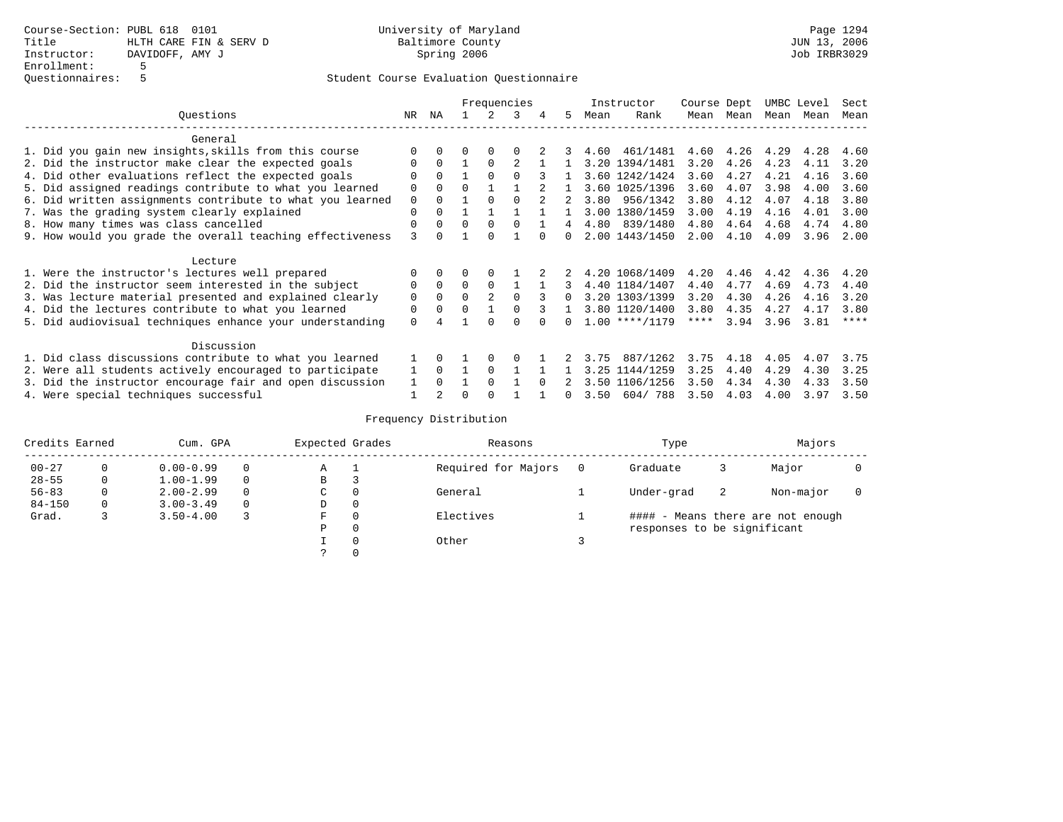Course-Section: PUBL 618 0101
Title: HLTH CARE FIN & SERV D
Instructor: DAVIDOFF, AMY J
Enrollment: 5
Questionnaires: 5

University of Maryland
Baltimore County
Spring 2006

Page 1294
JUN 13, 2006
Job IRBR3029

Student Course Evaluation Questionnaire

| Questions | NR | NA | 1 | 2 | 3 | 4 | 5 | Instructor Mean | Rank | Course Mean | Dept Mean | UMBC Mean | Level Mean | Sect Mean |
|---|---|---|---|---|---|---|---|---|---|---|---|---|---|---|
| **General** | | | | | | | | | | | | | | |
| 1. Did you gain new insights,skills from this course | 0 | 0 | 0 | 0 | 0 | 2 | 3 | 4.60 | 461/1481 | 4.60 | 4.26 | 4.29 | 4.28 | 4.60 |
| 2. Did the instructor make clear the expected goals | 0 | 0 | 1 | 0 | 2 | 1 | 1 | 3.20 | 1394/1481 | 3.20 | 4.26 | 4.23 | 4.11 | 3.20 |
| 4. Did other evaluations reflect the expected goals | 0 | 0 | 1 | 0 | 0 | 3 | 1 | 3.60 | 1242/1424 | 3.60 | 4.27 | 4.21 | 4.16 | 3.60 |
| 5. Did assigned readings contribute to what you learned | 0 | 0 | 0 | 1 | 1 | 2 | 1 | 3.60 | 1025/1396 | 3.60 | 4.07 | 3.98 | 4.00 | 3.60 |
| 6. Did written assignments contribute to what you learned | 0 | 0 | 1 | 0 | 0 | 2 | 2 | 3.80 | 956/1342 | 3.80 | 4.12 | 4.07 | 4.18 | 3.80 |
| 7. Was the grading system clearly explained | 0 | 0 | 1 | 1 | 1 | 1 | 1 | 3.00 | 1380/1459 | 3.00 | 4.19 | 4.16 | 4.01 | 3.00 |
| 8. How many times was class cancelled | 0 | 0 | 0 | 0 | 0 | 1 | 4 | 4.80 | 839/1480 | 4.80 | 4.64 | 4.68 | 4.74 | 4.80 |
| 9. How would you grade the overall teaching effectiveness | 3 | 0 | 1 | 0 | 1 | 0 | 0 | 2.00 | 1443/1450 | 2.00 | 4.10 | 4.09 | 3.96 | 2.00 |
| **Lecture** | | | | | | | | | | | | | | |
| 1. Were the instructor's lectures well prepared | 0 | 0 | 0 | 0 | 1 | 2 | 2 | 4.20 | 1068/1409 | 4.20 | 4.46 | 4.42 | 4.36 | 4.20 |
| 2. Did the instructor seem interested in the subject | 0 | 0 | 0 | 0 | 1 | 1 | 3 | 4.40 | 1184/1407 | 4.40 | 4.77 | 4.69 | 4.73 | 4.40 |
| 3. Was lecture material presented and explained clearly | 0 | 0 | 0 | 2 | 0 | 3 | 0 | 3.20 | 1303/1399 | 3.20 | 4.30 | 4.26 | 4.16 | 3.20 |
| 4. Did the lectures contribute to what you learned | 0 | 0 | 0 | 1 | 0 | 3 | 1 | 3.80 | 1120/1400 | 3.80 | 4.35 | 4.27 | 4.17 | 3.80 |
| 5. Did audiovisual techniques enhance your understanding | 0 | 4 | 1 | 0 | 0 | 0 | 0 | 1.00 | ****/1179 | **** | 3.94 | 3.96 | 3.81 | **** |
| **Discussion** | | | | | | | | | | | | | | |
| 1. Did class discussions contribute to what you learned | 1 | 0 | 1 | 0 | 0 | 1 | 2 | 3.75 | 887/1262 | 3.75 | 4.18 | 4.05 | 4.07 | 3.75 |
| 2. Were all students actively encouraged to participate | 1 | 0 | 1 | 0 | 1 | 1 | 1 | 3.25 | 1144/1259 | 3.25 | 4.40 | 4.29 | 4.30 | 3.25 |
| 3. Did the instructor encourage fair and open discussion | 1 | 0 | 1 | 0 | 1 | 0 | 2 | 3.50 | 1106/1256 | 3.50 | 4.34 | 4.30 | 4.33 | 3.50 |
| 4. Were special techniques successful | 1 | 2 | 0 | 0 | 1 | 1 | 0 | 3.50 | 604/ 788 | 3.50 | 4.03 | 4.00 | 3.97 | 3.50 |

Frequency Distribution

| Credits Earned | | Cum. GPA | | Expected Grades | | Reasons | | Type | | Majors | |
|---|---|---|---|---|---|---|---|---|---|---|---|
| 00-27 | 0 | 0.00-0.99 | 0 | A | 1 | Required for Majors | 0 | Graduate | 3 | Major | 0 |
| 28-55 | 0 | 1.00-1.99 | 0 | B | 3 | | | | | | |
| 56-83 | 0 | 2.00-2.99 | 0 | C | 0 | General | 1 | Under-grad | 2 | Non-major | 0 |
| 84-150 | 0 | 3.00-3.49 | 0 | D | 0 | | | | | | |
| Grad. | 3 | 3.50-4.00 | 3 | F | 0 | Electives | 1 | #### - Means there are not enough responses to be significant | | | |
| | | | | P | 0 | | | | | | |
| | | | | I | 0 | Other | 3 | | | | |
| | | | | ? | 0 | | | | | | |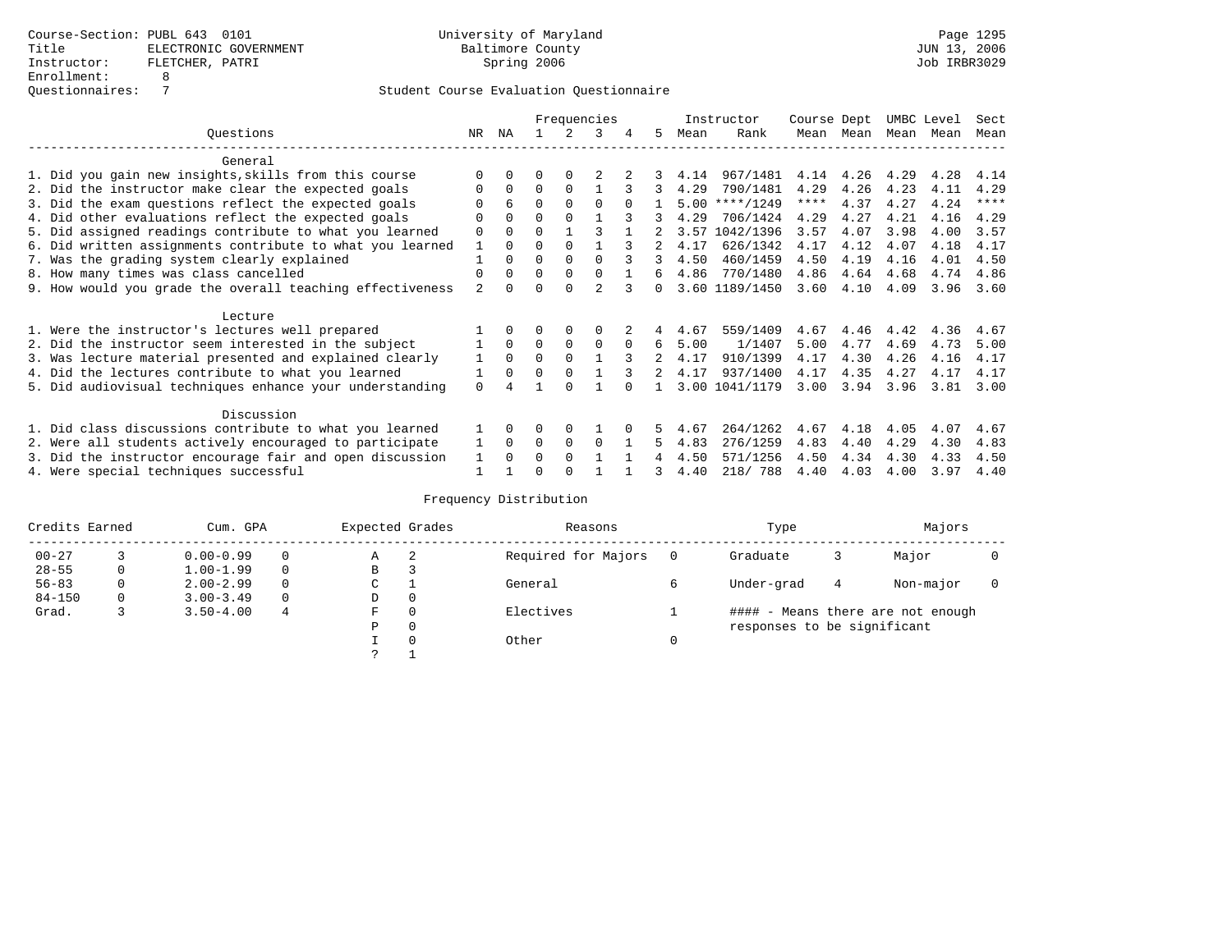Course-Section: PUBL 643 0101
Title: ELECTRONIC GOVERNMENT
Instructor: FLETCHER, PATRI
Enrollment: 8
Questionnaires: 7

University of Maryland
Baltimore County
Spring 2006

Page 1295
JUN 13, 2006
Job IRBR3029

Student Course Evaluation Questionnaire

| Questions | NR | NA | 1 | 2 | 3 | 4 | 5 | Instructor Mean | Rank | Course Mean | Dept Mean | UMBC Mean | Level Mean | Sect Mean |
|---|---|---|---|---|---|---|---|---|---|---|---|---|---|---|
| **General** | | | | | | | | | | | | | | |
| 1. Did you gain new insights,skills from this course | 0 | 0 | 0 | 0 | 2 | 2 | 3 | 4.14 | 967/1481 | 4.14 | 4.26 | 4.29 | 4.28 | 4.14 |
| 2. Did the instructor make clear the expected goals | 0 | 0 | 0 | 0 | 1 | 3 | 3 | 4.29 | 790/1481 | 4.29 | 4.26 | 4.23 | 4.11 | 4.29 |
| 3. Did the exam questions reflect the expected goals | 0 | 6 | 0 | 0 | 0 | 0 | 1 | 5.00 | ****/1249 | **** | 4.37 | 4.27 | 4.24 | **** |
| 4. Did other evaluations reflect the expected goals | 0 | 0 | 0 | 0 | 1 | 3 | 3 | 4.29 | 706/1424 | 4.29 | 4.27 | 4.21 | 4.16 | 4.29 |
| 5. Did assigned readings contribute to what you learned | 0 | 0 | 0 | 1 | 3 | 1 | 2 | 3.57 | 1042/1396 | 3.57 | 4.07 | 3.98 | 4.00 | 3.57 |
| 6. Did written assignments contribute to what you learned | 1 | 0 | 0 | 0 | 1 | 3 | 2 | 4.17 | 626/1342 | 4.17 | 4.12 | 4.07 | 4.18 | 4.17 |
| 7. Was the grading system clearly explained | 1 | 0 | 0 | 0 | 0 | 3 | 3 | 4.50 | 460/1459 | 4.50 | 4.19 | 4.16 | 4.01 | 4.50 |
| 8. How many times was class cancelled | 0 | 0 | 0 | 0 | 0 | 1 | 6 | 4.86 | 770/1480 | 4.86 | 4.64 | 4.68 | 4.74 | 4.86 |
| 9. How would you grade the overall teaching effectiveness | 2 | 0 | 0 | 0 | 2 | 3 | 0 | 3.60 | 1189/1450 | 3.60 | 4.10 | 4.09 | 3.96 | 3.60 |
| **Lecture** | | | | | | | | | | | | | | |
| 1. Were the instructor's lectures well prepared | 1 | 0 | 0 | 0 | 0 | 2 | 4 | 4.67 | 559/1409 | 4.67 | 4.46 | 4.42 | 4.36 | 4.67 |
| 2. Did the instructor seem interested in the subject | 1 | 0 | 0 | 0 | 0 | 0 | 6 | 5.00 | 1/1407 | 5.00 | 4.77 | 4.69 | 4.73 | 5.00 |
| 3. Was lecture material presented and explained clearly | 1 | 0 | 0 | 0 | 1 | 3 | 2 | 4.17 | 910/1399 | 4.17 | 4.30 | 4.26 | 4.16 | 4.17 |
| 4. Did the lectures contribute to what you learned | 1 | 0 | 0 | 0 | 1 | 3 | 2 | 4.17 | 937/1400 | 4.17 | 4.35 | 4.27 | 4.17 | 4.17 |
| 5. Did audiovisual techniques enhance your understanding | 0 | 4 | 1 | 0 | 1 | 0 | 1 | 3.00 | 1041/1179 | 3.00 | 3.94 | 3.96 | 3.81 | 3.00 |
| **Discussion** | | | | | | | | | | | | | | |
| 1. Did class discussions contribute to what you learned | 1 | 0 | 0 | 0 | 1 | 0 | 5 | 4.67 | 264/1262 | 4.67 | 4.18 | 4.05 | 4.07 | 4.67 |
| 2. Were all students actively encouraged to participate | 1 | 0 | 0 | 0 | 0 | 1 | 5 | 4.83 | 276/1259 | 4.83 | 4.40 | 4.29 | 4.30 | 4.83 |
| 3. Did the instructor encourage fair and open discussion | 1 | 0 | 0 | 0 | 1 | 1 | 4 | 4.50 | 571/1256 | 4.50 | 4.34 | 4.30 | 4.33 | 4.50 |
| 4. Were special techniques successful | 1 | 1 | 0 | 0 | 1 | 1 | 3 | 4.40 | 218/ 788 | 4.40 | 4.03 | 4.00 | 3.97 | 4.40 |

Frequency Distribution

| Credits Earned | | Cum. GPA | | Expected Grades | | Reasons | | Type | | Majors | |
|---|---|---|---|---|---|---|---|---|---|---|---|
| 00-27 | 3 | 0.00-0.99 | 0 | A | 2 | Required for Majors | 0 | Graduate | 3 | Major | 0 |
| 28-55 | 0 | 1.00-1.99 | 0 | B | 3 | | | | | | |
| 56-83 | 0 | 2.00-2.99 | 0 | C | 1 | General | 6 | Under-grad | 4 | Non-major | 0 |
| 84-150 | 0 | 3.00-3.49 | 0 | D | 0 | | | | | | |
| Grad. | 3 | 3.50-4.00 | 4 | F | 0 | Electives | 1 | #### - Means there are not enough responses to be significant | | | |
| | | | | P | 0 | | | | | | |
| | | | | I | 0 | Other | 0 | | | | |
| | | | | ? | 1 | | | | | | |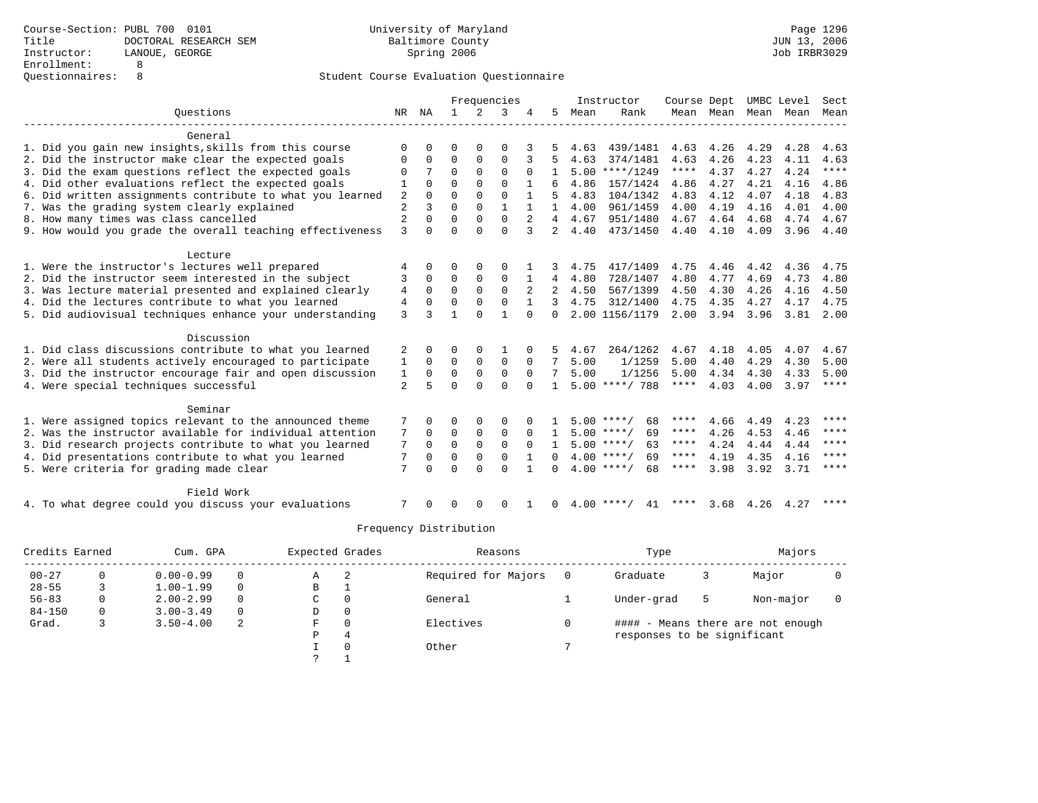Course-Section: PUBL 700 0101
Title: DOCTORAL RESEARCH SEM
Instructor: LANOUE, GEORGE
Enrollment: 8
Questionnaires: 8

University of Maryland
Baltimore County
Spring 2006

JUN 13, 2006
Job IRBR3029

Student Course Evaluation Questionnaire

| Questions | NR | NA | 1 | 2 | 3 | 4 | 5 | Instructor Mean | Instructor Rank | Course Mean | Dept Mean | UMBC Mean | Level Mean | Sect Mean |
|---|---|---|---|---|---|---|---|---|---|---|---|---|---|---|
| **General** | | | | | | | | | | | | | | |
| 1. Did you gain new insights,skills from this course | 0 | 0 | 0 | 0 | 0 | 3 | 5 | 4.63 | 439/1481 | 4.63 | 4.26 | 4.29 | 4.28 | 4.63 |
| 2. Did the instructor make clear the expected goals | 0 | 0 | 0 | 0 | 0 | 3 | 5 | 4.63 | 374/1481 | 4.63 | 4.26 | 4.23 | 4.11 | 4.63 |
| 3. Did the exam questions reflect the expected goals | 0 | 7 | 0 | 0 | 0 | 0 | 1 | 5.00 | ****/1249 | **** | 4.37 | 4.27 | 4.24 | **** |
| 4. Did other evaluations reflect the expected goals | 1 | 0 | 0 | 0 | 0 | 1 | 6 | 4.86 | 157/1424 | 4.86 | 4.27 | 4.21 | 4.16 | 4.86 |
| 6. Did written assignments contribute to what you learned | 2 | 0 | 0 | 0 | 0 | 1 | 5 | 4.83 | 104/1342 | 4.83 | 4.12 | 4.07 | 4.18 | 4.83 |
| 7. Was the grading system clearly explained | 2 | 3 | 0 | 0 | 1 | 1 | 1 | 4.00 | 961/1459 | 4.00 | 4.19 | 4.16 | 4.01 | 4.00 |
| 8. How many times was class cancelled | 2 | 0 | 0 | 0 | 0 | 2 | 4 | 4.67 | 951/1480 | 4.67 | 4.64 | 4.68 | 4.74 | 4.67 |
| 9. How would you grade the overall teaching effectiveness | 3 | 0 | 0 | 0 | 0 | 3 | 2 | 4.40 | 473/1450 | 4.40 | 4.10 | 4.09 | 3.96 | 4.40 |
| **Lecture** | | | | | | | | | | | | | | |
| 1. Were the instructor's lectures well prepared | 4 | 0 | 0 | 0 | 0 | 1 | 3 | 4.75 | 417/1409 | 4.75 | 4.46 | 4.42 | 4.36 | 4.75 |
| 2. Did the instructor seem interested in the subject | 3 | 0 | 0 | 0 | 0 | 1 | 4 | 4.80 | 728/1407 | 4.80 | 4.77 | 4.69 | 4.73 | 4.80 |
| 3. Was lecture material presented and explained clearly | 4 | 0 | 0 | 0 | 0 | 2 | 2 | 4.50 | 567/1399 | 4.50 | 4.30 | 4.26 | 4.16 | 4.50 |
| 4. Did the lectures contribute to what you learned | 4 | 0 | 0 | 0 | 0 | 1 | 3 | 4.75 | 312/1400 | 4.75 | 4.35 | 4.27 | 4.17 | 4.75 |
| 5. Did audiovisual techniques enhance your understanding | 3 | 3 | 1 | 0 | 1 | 0 | 0 | 2.00 | 1156/1179 | 2.00 | 3.94 | 3.96 | 3.81 | 2.00 |
| **Discussion** | | | | | | | | | | | | | | |
| 1. Did class discussions contribute to what you learned | 2 | 0 | 0 | 0 | 1 | 0 | 5 | 4.67 | 264/1262 | 4.67 | 4.18 | 4.05 | 4.07 | 4.67 |
| 2. Were all students actively encouraged to participate | 1 | 0 | 0 | 0 | 0 | 0 | 7 | 5.00 | 1/1259 | 5.00 | 4.40 | 4.29 | 4.30 | 5.00 |
| 3. Did the instructor encourage fair and open discussion | 1 | 0 | 0 | 0 | 0 | 0 | 7 | 5.00 | 1/1256 | 5.00 | 4.34 | 4.30 | 4.33 | 5.00 |
| 4. Were special techniques successful | 2 | 5 | 0 | 0 | 0 | 0 | 1 | 5.00 | ****/ 788 | **** | 4.03 | 4.00 | 3.97 | **** |
| **Seminar** | | | | | | | | | | | | | | |
| 1. Were assigned topics relevant to the announced theme | 7 | 0 | 0 | 0 | 0 | 0 | 1 | 5.00 | ****/ 68 | **** | 4.66 | 4.49 | 4.23 | **** |
| 2. Was the instructor available for individual attention | 7 | 0 | 0 | 0 | 0 | 0 | 1 | 5.00 | ****/ 69 | **** | 4.26 | 4.53 | 4.46 | **** |
| 3. Did research projects contribute to what you learned | 7 | 0 | 0 | 0 | 0 | 0 | 1 | 5.00 | ****/ 63 | **** | 4.24 | 4.44 | 4.44 | **** |
| 4. Did presentations contribute to what you learned | 7 | 0 | 0 | 0 | 0 | 1 | 0 | 4.00 | ****/ 69 | **** | 4.19 | 4.35 | 4.16 | **** |
| 5. Were criteria for grading made clear | 7 | 0 | 0 | 0 | 0 | 1 | 0 | 4.00 | ****/ 68 | **** | 3.98 | 3.92 | 3.71 | **** |
| **Field Work** | | | | | | | | | | | | | | |
| 4. To what degree could you discuss your evaluations | 7 | 0 | 0 | 0 | 0 | 1 | 0 | 4.00 | ****/ 41 | **** | 3.68 | 4.26 | 4.27 | **** |

Frequency Distribution

| Credits Earned | | Cum. GPA | | Expected Grades | | Reasons | | Type | | Majors | |
|---|---|---|---|---|---|---|---|---|---|---|---|
| 00-27 | 0 | 0.00-0.99 | 0 | A | 2 | Required for Majors | 0 | Graduate | 3 | Major | 0 |
| 28-55 | 3 | 1.00-1.99 | 0 | B | 1 | | | | | | |
| 56-83 | 0 | 2.00-2.99 | 0 | C | 0 | General | 1 | Under-grad | 5 | Non-major | 0 |
| 84-150 | 0 | 3.00-3.49 | 0 | D | 0 | | | | | | |
| Grad. | 3 | 3.50-4.00 | 2 | F | 0 | Electives | 0 | #### - Means there are not enough responses to be significant | | | |
| | | | | P | 4 | | | | | | |
| | | | | I | 0 | Other | 7 | | | | |
| | | | | ? | 1 | | | | | | |